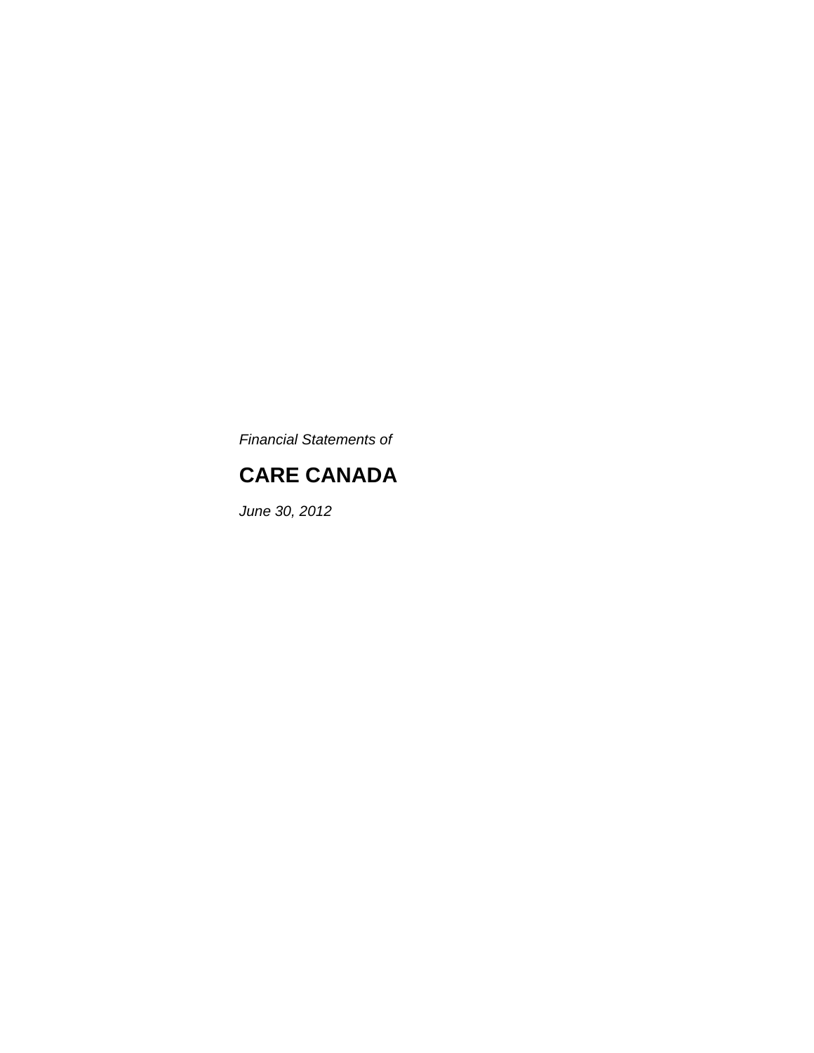*Financial Statements of*

# CARE CANADA

*June 30, 2012*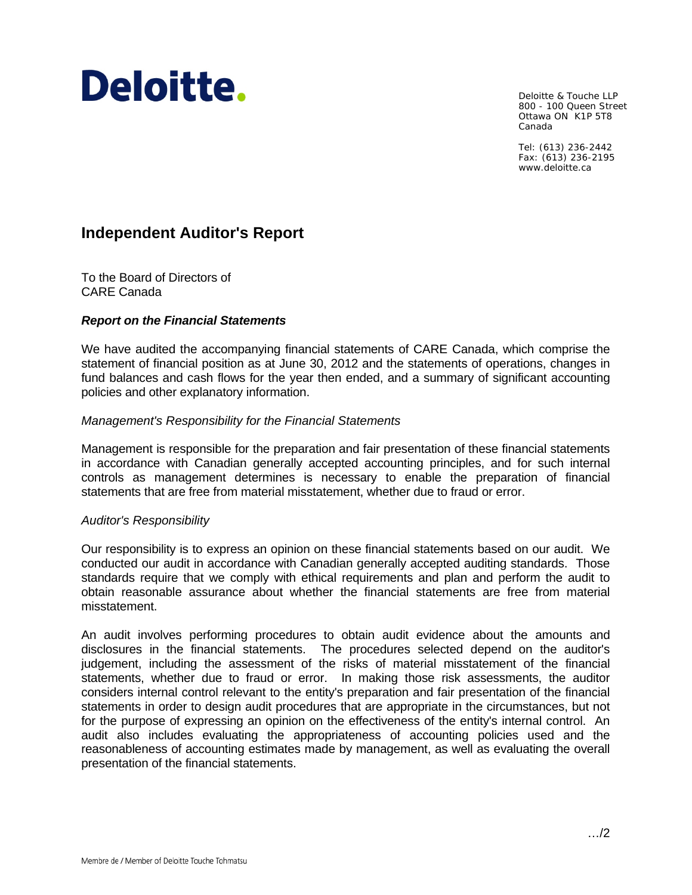Deloitte.

Deloitte & Touche LLP
800 - 100 Queen Street
Ottawa ON K1P 5T8
Canada

Tel: (613) 236-2442
Fax: (613) 236-2195
www.deloitte.ca

# Independent Auditor's Report

To the Board of Directors of
CARE Canada

### *Report on the Financial Statements*

We have audited the accompanying financial statements of CARE Canada, which comprise the statement of financial position as at June 30, 2012 and the statements of operations, changes in fund balances and cash flows for the year then ended, and a summary of significant accounting policies and other explanatory information.

*Management's Responsibility for the Financial Statements*

Management is responsible for the preparation and fair presentation of these financial statements in accordance with Canadian generally accepted accounting principles, and for such internal controls as management determines is necessary to enable the preparation of financial statements that are free from material misstatement, whether due to fraud or error.

*Auditor's Responsibility*

Our responsibility is to express an opinion on these financial statements based on our audit. We conducted our audit in accordance with Canadian generally accepted auditing standards. Those standards require that we comply with ethical requirements and plan and perform the audit to obtain reasonable assurance about whether the financial statements are free from material misstatement.

An audit involves performing procedures to obtain audit evidence about the amounts and disclosures in the financial statements. The procedures selected depend on the auditor's judgement, including the assessment of the risks of material misstatement of the financial statements, whether due to fraud or error. In making those risk assessments, the auditor considers internal control relevant to the entity's preparation and fair presentation of the financial statements in order to design audit procedures that are appropriate in the circumstances, but not for the purpose of expressing an opinion on the effectiveness of the entity's internal control. An audit also includes evaluating the appropriateness of accounting policies used and the reasonableness of accounting estimates made by management, as well as evaluating the overall presentation of the financial statements.

…/2

Membre de / Member of Deloitte Touche Tohmatsu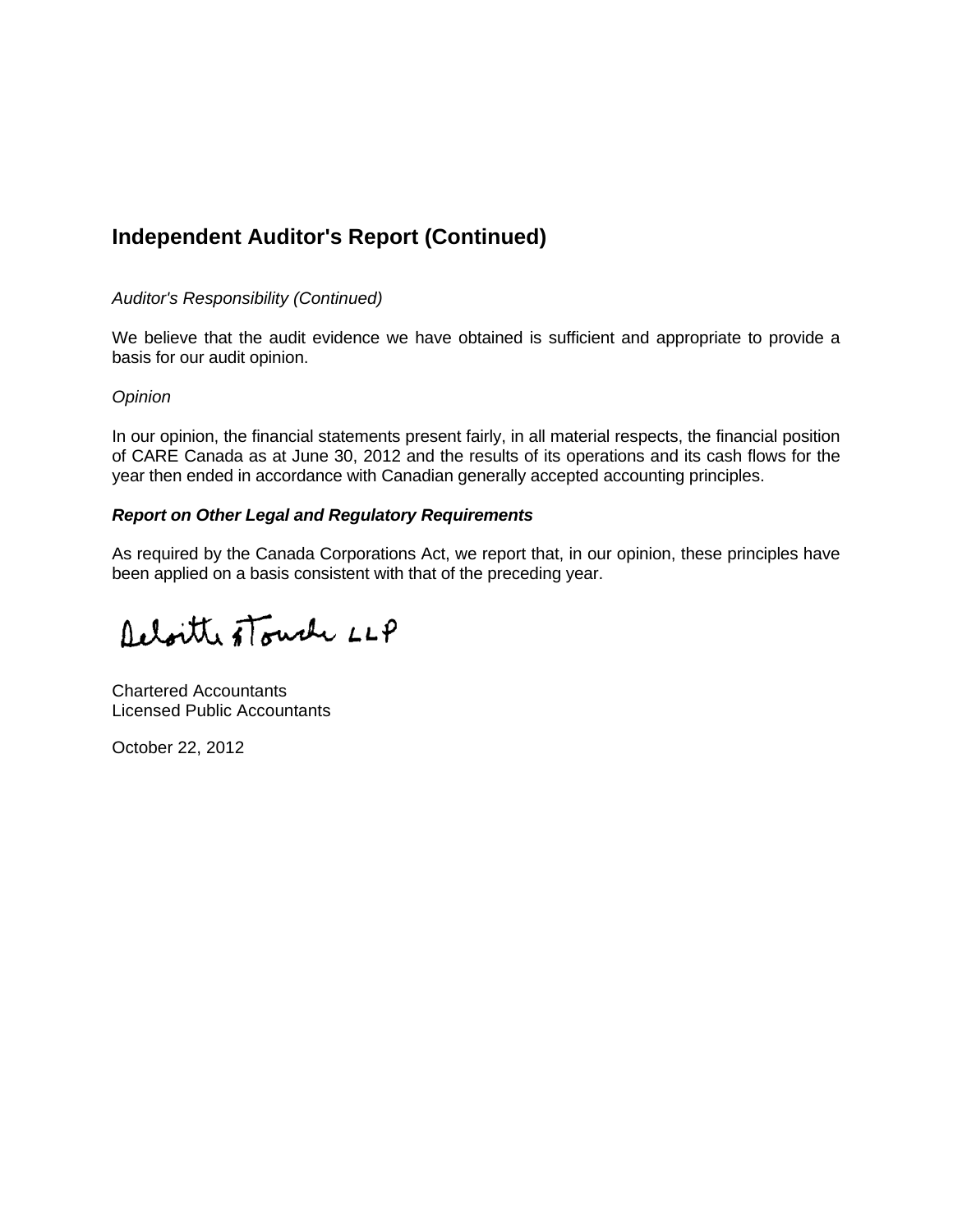## Independent Auditor's Report (Continued)

*Auditor's Responsibility (Continued)*

We believe that the audit evidence we have obtained is sufficient and appropriate to provide a basis for our audit opinion.

*Opinion*

In our opinion, the financial statements present fairly, in all material respects, the financial position of CARE Canada as at June 30, 2012 and the results of its operations and its cash flows for the year then ended in accordance with Canadian generally accepted accounting principles.

***Report on Other Legal and Regulatory Requirements***

As required by the Canada Corporations Act, we report that, in our opinion, these principles have been applied on a basis consistent with that of the preceding year.

Deloitte & Touche LLP

Chartered Accountants
Licensed Public Accountants

October 22, 2012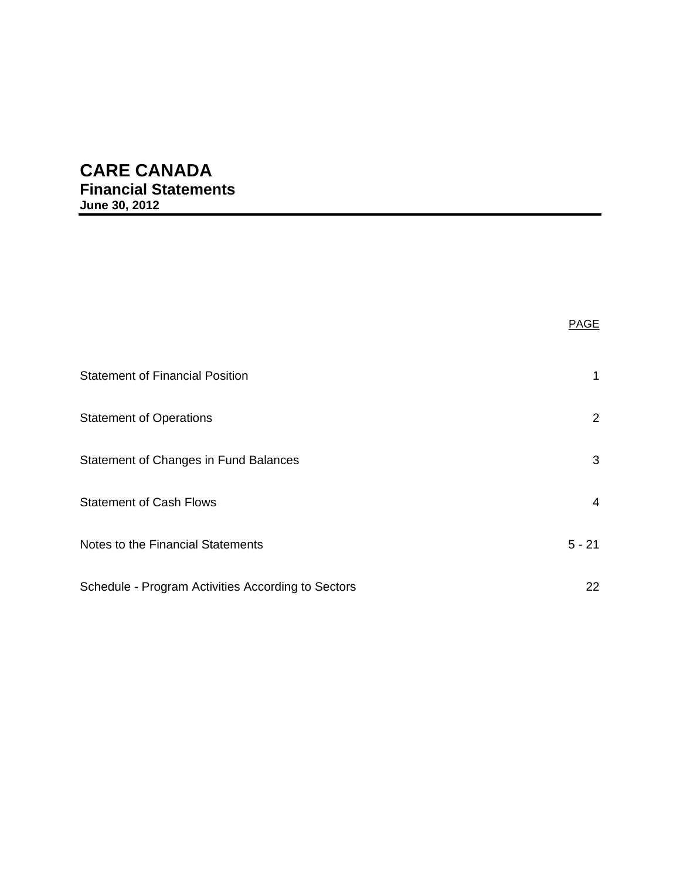# CARE CANADA

## Financial Statements

### June 30, 2012

| | PAGE |
|---|---|
| Statement of Financial Position | 1 |
| Statement of Operations | 2 |
| Statement of Changes in Fund Balances | 3 |
| Statement of Cash Flows | 4 |
| Notes to the Financial Statements | 5 - 21 |
| Schedule - Program Activities According to Sectors | 22 |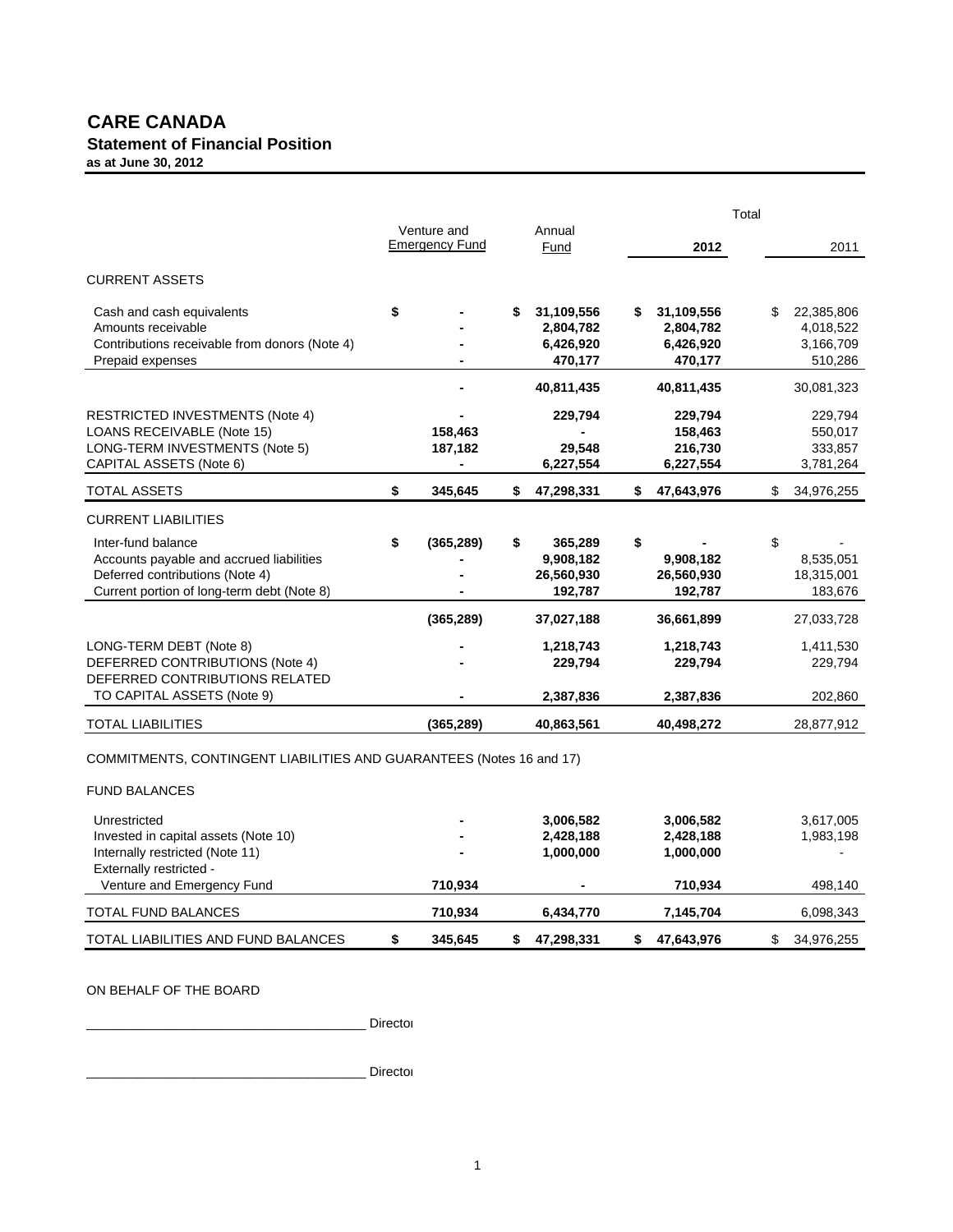# CARE CANADA

## Statement of Financial Position

**as at June 30, 2012**

| | Venture and Emergency Fund | Annual Fund | Total 2012 | Total 2011 |
|---|---|---|---|---|
| CURRENT ASSETS | | | | |
| Cash and cash equivalents | $ - | $ 31,109,556 | $ 31,109,556 | $ 22,385,806 |
| Amounts receivable | - | 2,804,782 | 2,804,782 | 4,018,522 |
| Contributions receivable from donors (Note 4) | - | 6,426,920 | 6,426,920 | 3,166,709 |
| Prepaid expenses | - | 470,177 | 470,177 | 510,286 |
| | - | 40,811,435 | 40,811,435 | 30,081,323 |
| RESTRICTED INVESTMENTS (Note 4) | - | 229,794 | 229,794 | 229,794 |
| LOANS RECEIVABLE (Note 15) | 158,463 | - | 158,463 | 550,017 |
| LONG-TERM INVESTMENTS (Note 5) | 187,182 | 29,548 | 216,730 | 333,857 |
| CAPITAL ASSETS (Note 6) | - | 6,227,554 | 6,227,554 | 3,781,264 |
| TOTAL ASSETS | $ 345,645 | $ 47,298,331 | $ 47,643,976 | $ 34,976,255 |
| CURRENT LIABILITIES | | | | |
| Inter-fund balance | $ (365,289) | $ 365,289 | $ - | $ - |
| Accounts payable and accrued liabilities | - | 9,908,182 | 9,908,182 | 8,535,051 |
| Deferred contributions (Note 4) | - | 26,560,930 | 26,560,930 | 18,315,001 |
| Current portion of long-term debt (Note 8) | - | 192,787 | 192,787 | 183,676 |
| | (365,289) | 37,027,188 | 36,661,899 | 27,033,728 |
| LONG-TERM DEBT (Note 8) | - | 1,218,743 | 1,218,743 | 1,411,530 |
| DEFERRED CONTRIBUTIONS (Note 4) | - | 229,794 | 229,794 | 229,794 |
| DEFERRED CONTRIBUTIONS RELATED TO CAPITAL ASSETS (Note 9) | - | 2,387,836 | 2,387,836 | 202,860 |
| TOTAL LIABILITIES | (365,289) | 40,863,561 | 40,498,272 | 28,877,912 |
| COMMITMENTS, CONTINGENT LIABILITIES AND GUARANTEES (Notes 16 and 17) | | | | |
| FUND BALANCES | | | | |
| Unrestricted | - | 3,006,582 | 3,006,582 | 3,617,005 |
| Invested in capital assets (Note 10) | - | 2,428,188 | 2,428,188 | 1,983,198 |
| Internally restricted (Note 11) | - | 1,000,000 | 1,000,000 | - |
| Externally restricted - Venture and Emergency Fund | 710,934 | - | 710,934 | 498,140 |
| TOTAL FUND BALANCES | 710,934 | 6,434,770 | 7,145,704 | 6,098,343 |
| TOTAL LIABILITIES AND FUND BALANCES | $ 345,645 | $ 47,298,331 | $ 47,643,976 | $ 34,976,255 |

ON BEHALF OF THE BOARD

_______________________________________ Director

_______________________________________ Director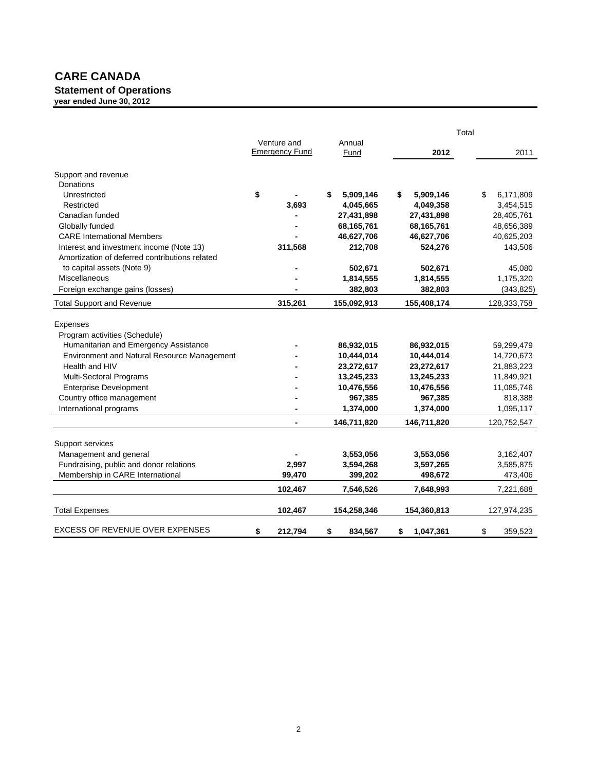# CARE CANADA

## Statement of Operations

**year ended June 30, 2012**

| | Venture and Emergency Fund | Annual Fund | Total 2012 | Total 2011 |
|---|---|---|---|---|
| Support and revenue | | | | |
| Donations | | | | |
| Unrestricted | $ - | $ 5,909,146 | $ 5,909,146 | $ 6,171,809 |
| Restricted | 3,693 | 4,045,665 | 4,049,358 | 3,454,515 |
| Canadian funded | - | 27,431,898 | 27,431,898 | 28,405,761 |
| Globally funded | - | 68,165,761 | 68,165,761 | 48,656,389 |
| CARE International Members | - | 46,627,706 | 46,627,706 | 40,625,203 |
| Interest and investment income (Note 13) | 311,568 | 212,708 | 524,276 | 143,506 |
| Amortization of deferred contributions related to capital assets (Note 9) | - | 502,671 | 502,671 | 45,080 |
| Miscellaneous | - | 1,814,555 | 1,814,555 | 1,175,320 |
| Foreign exchange gains (losses) | - | 382,803 | 382,803 | (343,825) |
| Total Support and Revenue | 315,261 | 155,092,913 | 155,408,174 | 128,333,758 |
| Expenses | | | | |
| Program activities (Schedule) | | | | |
| Humanitarian and Emergency Assistance | - | 86,932,015 | 86,932,015 | 59,299,479 |
| Environment and Natural Resource Management | - | 10,444,014 | 10,444,014 | 14,720,673 |
| Health and HIV | - | 23,272,617 | 23,272,617 | 21,883,223 |
| Multi-Sectoral Programs | - | 13,245,233 | 13,245,233 | 11,849,921 |
| Enterprise Development | - | 10,476,556 | 10,476,556 | 11,085,746 |
| Country office management | - | 967,385 | 967,385 | 818,388 |
| International programs | - | 1,374,000 | 1,374,000 | 1,095,117 |
| | - | 146,711,820 | 146,711,820 | 120,752,547 |
| Support services | | | | |
| Management and general | - | 3,553,056 | 3,553,056 | 3,162,407 |
| Fundraising, public and donor relations | 2,997 | 3,594,268 | 3,597,265 | 3,585,875 |
| Membership in CARE International | 99,470 | 399,202 | 498,672 | 473,406 |
| | 102,467 | 7,546,526 | 7,648,993 | 7,221,688 |
| Total Expenses | 102,467 | 154,258,346 | 154,360,813 | 127,974,235 |
| EXCESS OF REVENUE OVER EXPENSES | $ 212,794 | $ 834,567 | $ 1,047,361 | $ 359,523 |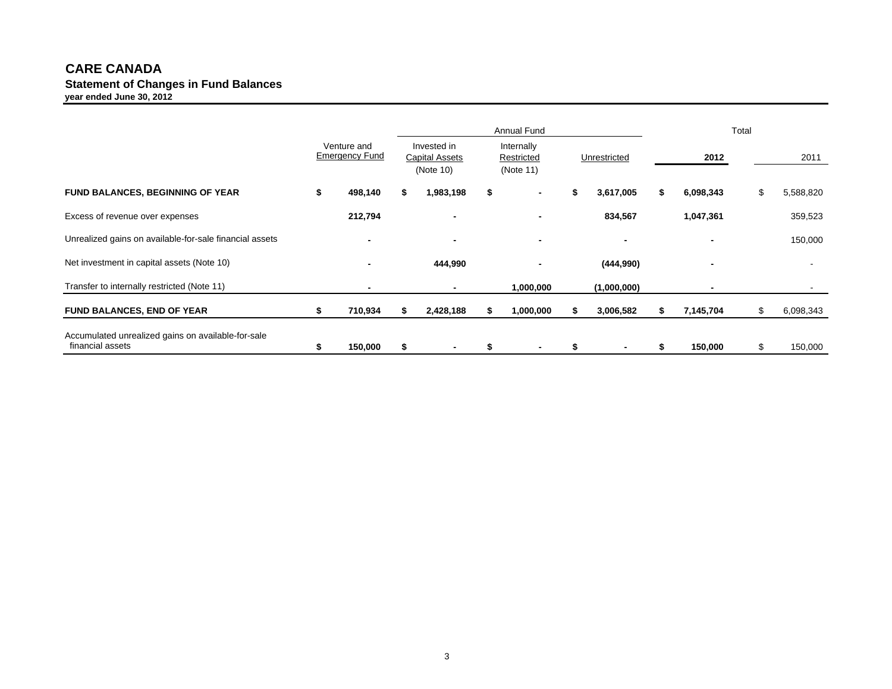# CARE CANADA

## Statement of Changes in Fund Balances

**year ended June 30, 2012**

| | Venture and Emergency Fund | Annual Fund | | | Total | |
|---|---|---|---|---|---|---|
| | | Invested in Capital Assets (Note 10) | Internally Restricted (Note 11) | Unrestricted | **2012** | 2011 |
| **FUND BALANCES, BEGINNING OF YEAR** | **$ 498,140** | **$ 1,983,198** | **$ -** | **$ 3,617,005** | **$ 6,098,343** | $ 5,588,820 |
| Excess of revenue over expenses | **212,794** | **-** | **-** | **834,567** | **1,047,361** | 359,523 |
| Unrealized gains on available-for-sale financial assets | **-** | **-** | **-** | **-** | **-** | 150,000 |
| Net investment in capital assets (Note 10) | **-** | **444,990** | **-** | **(444,990)** | **-** | - |
| Transfer to internally restricted (Note 11) | **-** | **-** | **1,000,000** | **(1,000,000)** | **-** | - |
| **FUND BALANCES, END OF YEAR** | **$ 710,934** | **$ 2,428,188** | **$ 1,000,000** | **$ 3,006,582** | **$ 7,145,704** | $ 6,098,343 |
| Accumulated unrealized gains on available-for-sale financial assets | **$ 150,000** | **$ -** | **$ -** | **$ -** | **$ 150,000** | $ 150,000 |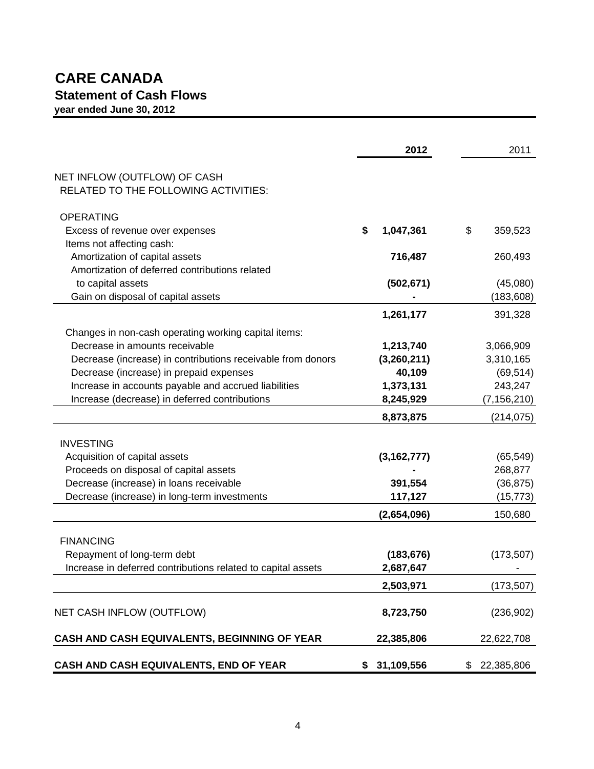# CARE CANADA

## Statement of Cash Flows

**year ended June 30, 2012**

| | **2012** | 2011 |
|---|---|---|
| NET INFLOW (OUTFLOW) OF CASH RELATED TO THE FOLLOWING ACTIVITIES: | | |
| OPERATING | | |
| Excess of revenue over expenses | **$ 1,047,361** | $ 359,523 |
| Items not affecting cash: | | |
| Amortization of capital assets | **716,487** | 260,493 |
| Amortization of deferred contributions related to capital assets | **(502,671)** | (45,080) |
| Gain on disposal of capital assets | **-** | (183,608) |
| | **1,261,177** | 391,328 |
| Changes in non-cash operating working capital items: | | |
| Decrease in amounts receivable | **1,213,740** | 3,066,909 |
| Decrease (increase) in contributions receivable from donors | **(3,260,211)** | 3,310,165 |
| Decrease (increase) in prepaid expenses | **40,109** | (69,514) |
| Increase in accounts payable and accrued liabilities | **1,373,131** | 243,247 |
| Increase (decrease) in deferred contributions | **8,245,929** | (7,156,210) |
| | **8,873,875** | (214,075) |
| INVESTING | | |
| Acquisition of capital assets | **(3,162,777)** | (65,549) |
| Proceeds on disposal of capital assets | **-** | 268,877 |
| Decrease (increase) in loans receivable | **391,554** | (36,875) |
| Decrease (increase) in long-term investments | **117,127** | (15,773) |
| | **(2,654,096)** | 150,680 |
| FINANCING | | |
| Repayment of long-term debt | **(183,676)** | (173,507) |
| Increase in deferred contributions related to capital assets | **2,687,647** | - |
| | **2,503,971** | (173,507) |
| NET CASH INFLOW (OUTFLOW) | **8,723,750** | (236,902) |
| **CASH AND CASH EQUIVALENTS, BEGINNING OF YEAR** | **22,385,806** | 22,622,708 |
| **CASH AND CASH EQUIVALENTS, END OF YEAR** | **$ 31,109,556** | $ 22,385,806 |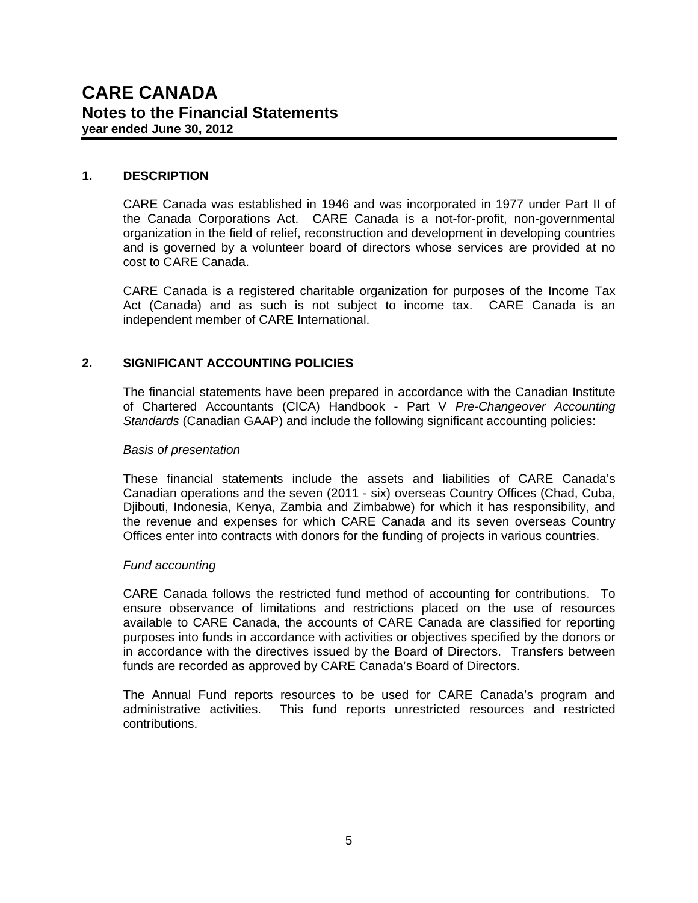# CARE CANADA

## Notes to the Financial Statements

**year ended June 30, 2012**

### 1. DESCRIPTION

CARE Canada was established in 1946 and was incorporated in 1977 under Part II of the Canada Corporations Act. CARE Canada is a not-for-profit, non-governmental organization in the field of relief, reconstruction and development in developing countries and is governed by a volunteer board of directors whose services are provided at no cost to CARE Canada.

CARE Canada is a registered charitable organization for purposes of the Income Tax Act (Canada) and as such is not subject to income tax. CARE Canada is an independent member of CARE International.

### 2. SIGNIFICANT ACCOUNTING POLICIES

The financial statements have been prepared in accordance with the Canadian Institute of Chartered Accountants (CICA) Handbook - Part V *Pre-Changeover Accounting Standards* (Canadian GAAP) and include the following significant accounting policies:

*Basis of presentation*

These financial statements include the assets and liabilities of CARE Canada's Canadian operations and the seven (2011 - six) overseas Country Offices (Chad, Cuba, Djibouti, Indonesia, Kenya, Zambia and Zimbabwe) for which it has responsibility, and the revenue and expenses for which CARE Canada and its seven overseas Country Offices enter into contracts with donors for the funding of projects in various countries.

*Fund accounting*

CARE Canada follows the restricted fund method of accounting for contributions. To ensure observance of limitations and restrictions placed on the use of resources available to CARE Canada, the accounts of CARE Canada are classified for reporting purposes into funds in accordance with activities or objectives specified by the donors or in accordance with the directives issued by the Board of Directors. Transfers between funds are recorded as approved by CARE Canada's Board of Directors.

The Annual Fund reports resources to be used for CARE Canada's program and administrative activities. This fund reports unrestricted resources and restricted contributions.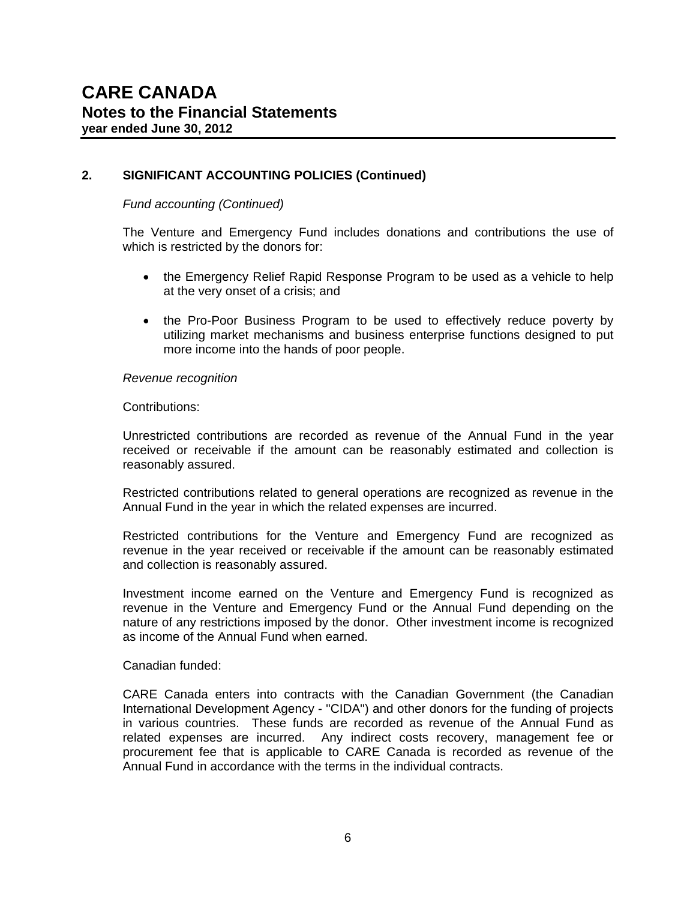## 2. SIGNIFICANT ACCOUNTING POLICIES (Continued)

*Fund accounting (Continued)*

The Venture and Emergency Fund includes donations and contributions the use of which is restricted by the donors for:

- the Emergency Relief Rapid Response Program to be used as a vehicle to help at the very onset of a crisis; and
- the Pro-Poor Business Program to be used to effectively reduce poverty by utilizing market mechanisms and business enterprise functions designed to put more income into the hands of poor people.

*Revenue recognition*

Contributions:

Unrestricted contributions are recorded as revenue of the Annual Fund in the year received or receivable if the amount can be reasonably estimated and collection is reasonably assured.

Restricted contributions related to general operations are recognized as revenue in the Annual Fund in the year in which the related expenses are incurred.

Restricted contributions for the Venture and Emergency Fund are recognized as revenue in the year received or receivable if the amount can be reasonably estimated and collection is reasonably assured.

Investment income earned on the Venture and Emergency Fund is recognized as revenue in the Venture and Emergency Fund or the Annual Fund depending on the nature of any restrictions imposed by the donor. Other investment income is recognized as income of the Annual Fund when earned.

Canadian funded:

CARE Canada enters into contracts with the Canadian Government (the Canadian International Development Agency - "CIDA") and other donors for the funding of projects in various countries. These funds are recorded as revenue of the Annual Fund as related expenses are incurred. Any indirect costs recovery, management fee or procurement fee that is applicable to CARE Canada is recorded as revenue of the Annual Fund in accordance with the terms in the individual contracts.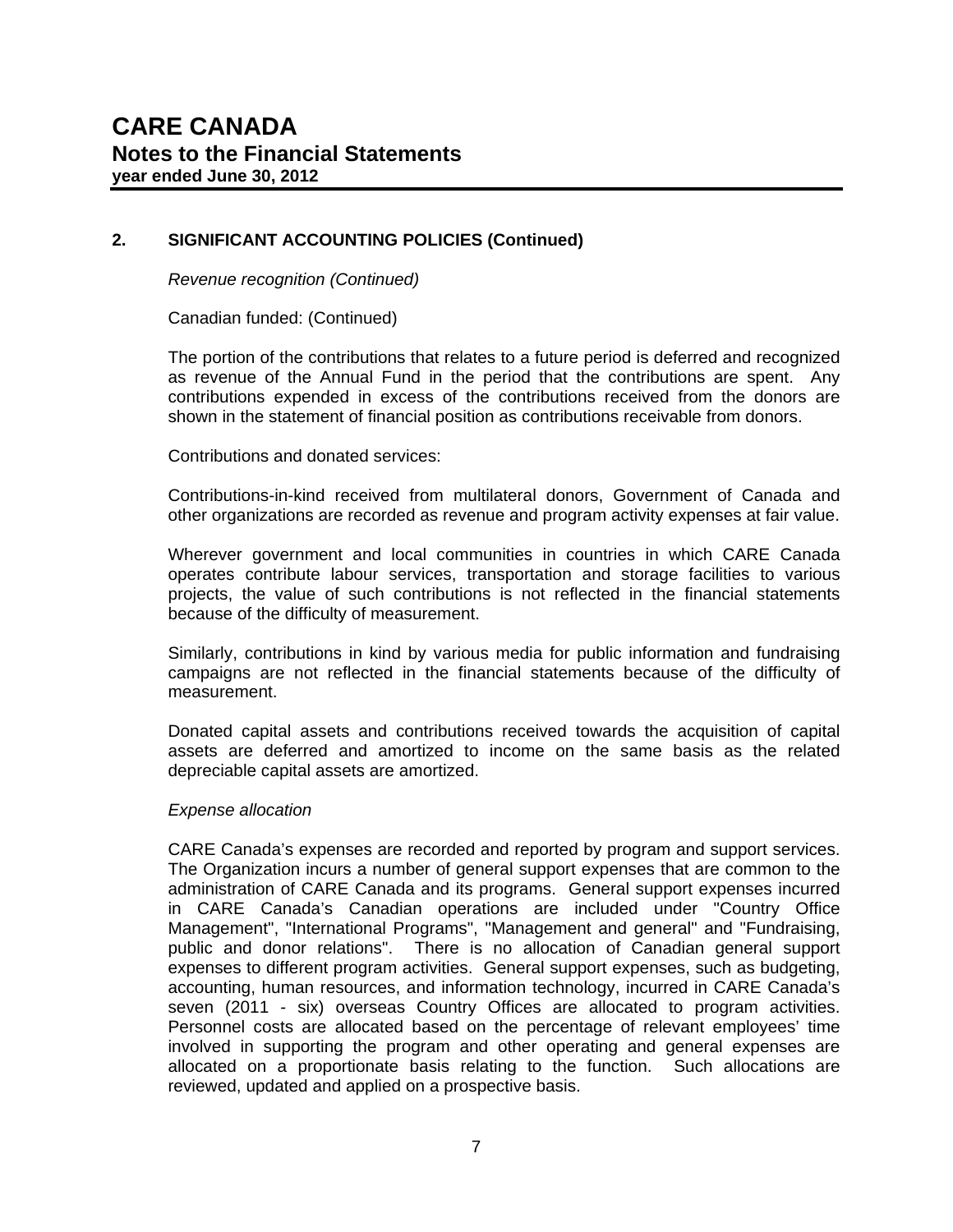## 2. SIGNIFICANT ACCOUNTING POLICIES (Continued)

*Revenue recognition (Continued)*

Canadian funded: (Continued)

The portion of the contributions that relates to a future period is deferred and recognized as revenue of the Annual Fund in the period that the contributions are spent. Any contributions expended in excess of the contributions received from the donors are shown in the statement of financial position as contributions receivable from donors.

Contributions and donated services:

Contributions-in-kind received from multilateral donors, Government of Canada and other organizations are recorded as revenue and program activity expenses at fair value.

Wherever government and local communities in countries in which CARE Canada operates contribute labour services, transportation and storage facilities to various projects, the value of such contributions is not reflected in the financial statements because of the difficulty of measurement.

Similarly, contributions in kind by various media for public information and fundraising campaigns are not reflected in the financial statements because of the difficulty of measurement.

Donated capital assets and contributions received towards the acquisition of capital assets are deferred and amortized to income on the same basis as the related depreciable capital assets are amortized.

*Expense allocation*

CARE Canada's expenses are recorded and reported by program and support services. The Organization incurs a number of general support expenses that are common to the administration of CARE Canada and its programs. General support expenses incurred in CARE Canada's Canadian operations are included under "Country Office Management", "International Programs", "Management and general" and "Fundraising, public and donor relations". There is no allocation of Canadian general support expenses to different program activities. General support expenses, such as budgeting, accounting, human resources, and information technology, incurred in CARE Canada's seven (2011 - six) overseas Country Offices are allocated to program activities. Personnel costs are allocated based on the percentage of relevant employees' time involved in supporting the program and other operating and general expenses are allocated on a proportionate basis relating to the function. Such allocations are reviewed, updated and applied on a prospective basis.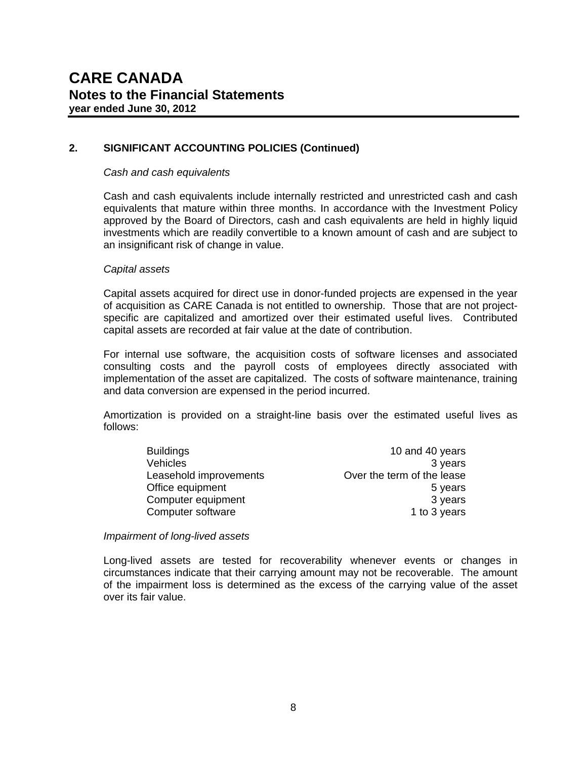# CARE CANADA

## Notes to the Financial Statements

**year ended June 30, 2012**

### 2. SIGNIFICANT ACCOUNTING POLICIES (Continued)

*Cash and cash equivalents*

Cash and cash equivalents include internally restricted and unrestricted cash and cash equivalents that mature within three months. In accordance with the Investment Policy approved by the Board of Directors, cash and cash equivalents are held in highly liquid investments which are readily convertible to a known amount of cash and are subject to an insignificant risk of change in value.

*Capital assets*

Capital assets acquired for direct use in donor-funded projects are expensed in the year of acquisition as CARE Canada is not entitled to ownership. Those that are not project-specific are capitalized and amortized over their estimated useful lives. Contributed capital assets are recorded at fair value at the date of contribution.

For internal use software, the acquisition costs of software licenses and associated consulting costs and the payroll costs of employees directly associated with implementation of the asset are capitalized. The costs of software maintenance, training and data conversion are expensed in the period incurred.

Amortization is provided on a straight-line basis over the estimated useful lives as follows:

| | |
|---|---|
| Buildings | 10 and 40 years |
| Vehicles | 3 years |
| Leasehold improvements | Over the term of the lease |
| Office equipment | 5 years |
| Computer equipment | 3 years |
| Computer software | 1 to 3 years |

*Impairment of long-lived assets*

Long-lived assets are tested for recoverability whenever events or changes in circumstances indicate that their carrying amount may not be recoverable. The amount of the impairment loss is determined as the excess of the carrying value of the asset over its fair value.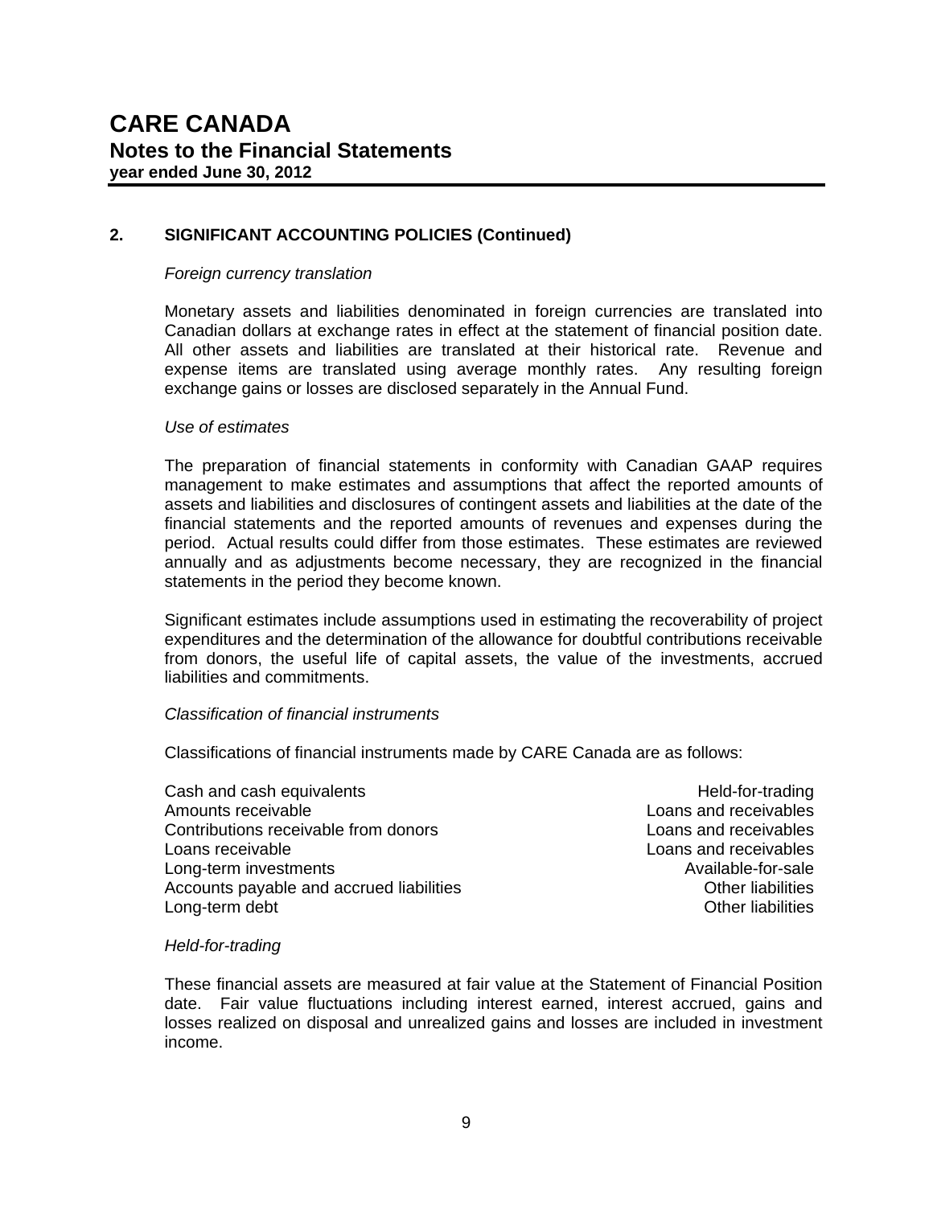## 2. SIGNIFICANT ACCOUNTING POLICIES (Continued)

*Foreign currency translation*

Monetary assets and liabilities denominated in foreign currencies are translated into Canadian dollars at exchange rates in effect at the statement of financial position date. All other assets and liabilities are translated at their historical rate. Revenue and expense items are translated using average monthly rates. Any resulting foreign exchange gains or losses are disclosed separately in the Annual Fund.

*Use of estimates*

The preparation of financial statements in conformity with Canadian GAAP requires management to make estimates and assumptions that affect the reported amounts of assets and liabilities and disclosures of contingent assets and liabilities at the date of the financial statements and the reported amounts of revenues and expenses during the period. Actual results could differ from those estimates. These estimates are reviewed annually and as adjustments become necessary, they are recognized in the financial statements in the period they become known.

Significant estimates include assumptions used in estimating the recoverability of project expenditures and the determination of the allowance for doubtful contributions receivable from donors, the useful life of capital assets, the value of the investments, accrued liabilities and commitments.

*Classification of financial instruments*

Classifications of financial instruments made by CARE Canada are as follows:

| | |
|---|---|
| Cash and cash equivalents | Held-for-trading |
| Amounts receivable | Loans and receivables |
| Contributions receivable from donors | Loans and receivables |
| Loans receivable | Loans and receivables |
| Long-term investments | Available-for-sale |
| Accounts payable and accrued liabilities | Other liabilities |
| Long-term debt | Other liabilities |

*Held-for-trading*

These financial assets are measured at fair value at the Statement of Financial Position date. Fair value fluctuations including interest earned, interest accrued, gains and losses realized on disposal and unrealized gains and losses are included in investment income.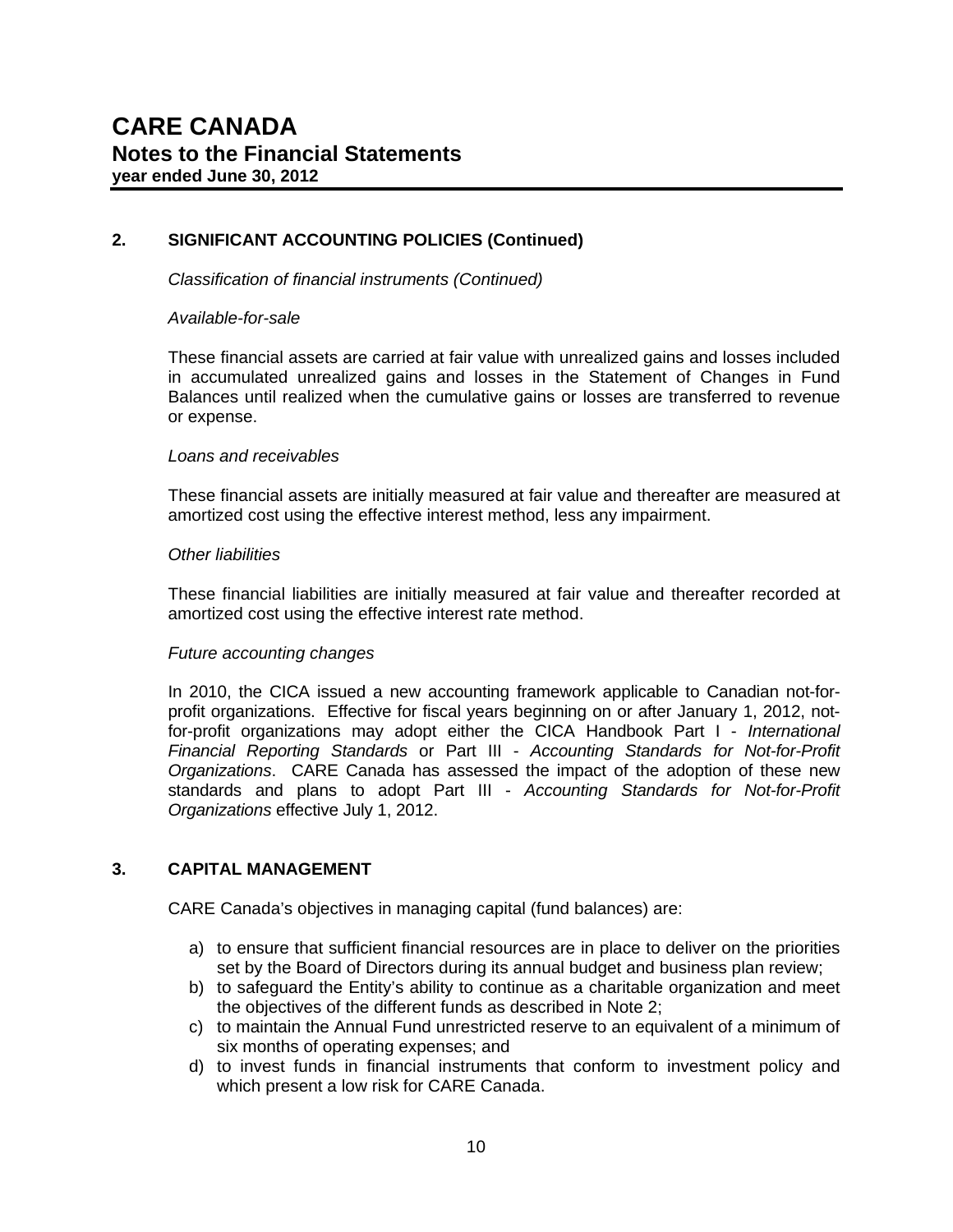## 2. SIGNIFICANT ACCOUNTING POLICIES (Continued)

*Classification of financial instruments (Continued)*

*Available-for-sale*

These financial assets are carried at fair value with unrealized gains and losses included in accumulated unrealized gains and losses in the Statement of Changes in Fund Balances until realized when the cumulative gains or losses are transferred to revenue or expense.

*Loans and receivables*

These financial assets are initially measured at fair value and thereafter are measured at amortized cost using the effective interest method, less any impairment.

*Other liabilities*

These financial liabilities are initially measured at fair value and thereafter recorded at amortized cost using the effective interest rate method.

*Future accounting changes*

In 2010, the CICA issued a new accounting framework applicable to Canadian not-for-profit organizations. Effective for fiscal years beginning on or after January 1, 2012, not-for-profit organizations may adopt either the CICA Handbook Part I - *International Financial Reporting Standards* or Part III - *Accounting Standards for Not-for-Profit Organizations*. CARE Canada has assessed the impact of the adoption of these new standards and plans to adopt Part III - *Accounting Standards for Not-for-Profit Organizations* effective July 1, 2012.

## 3. CAPITAL MANAGEMENT

CARE Canada's objectives in managing capital (fund balances) are:

a) to ensure that sufficient financial resources are in place to deliver on the priorities set by the Board of Directors during its annual budget and business plan review;
b) to safeguard the Entity's ability to continue as a charitable organization and meet the objectives of the different funds as described in Note 2;
c) to maintain the Annual Fund unrestricted reserve to an equivalent of a minimum of six months of operating expenses; and
d) to invest funds in financial instruments that conform to investment policy and which present a low risk for CARE Canada.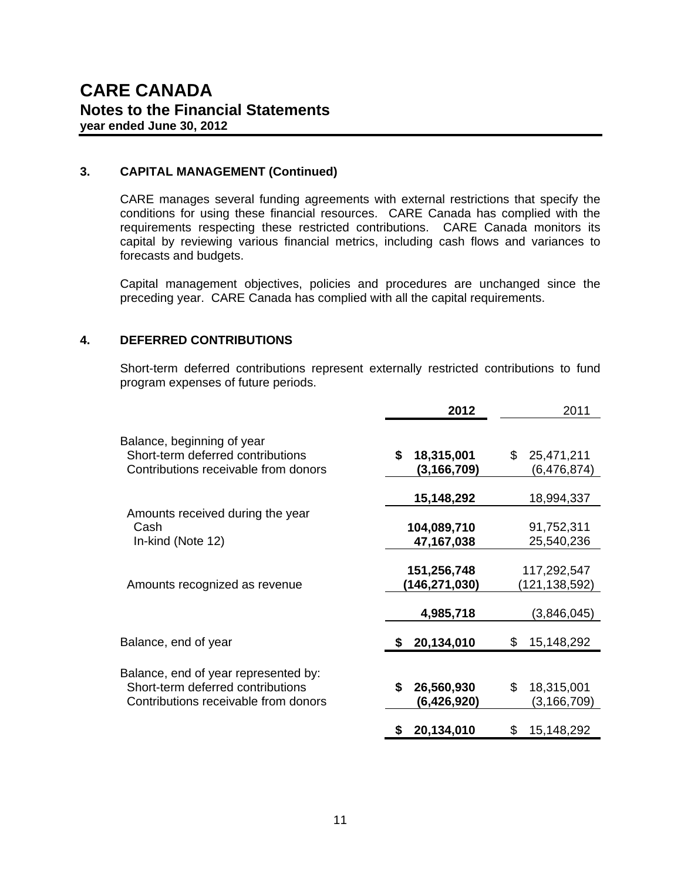# CARE CANADA

## Notes to the Financial Statements

**year ended June 30, 2012**

### 3. CAPITAL MANAGEMENT (Continued)

CARE manages several funding agreements with external restrictions that specify the conditions for using these financial resources. CARE Canada has complied with the requirements respecting these restricted contributions. CARE Canada monitors its capital by reviewing various financial metrics, including cash flows and variances to forecasts and budgets.

Capital management objectives, policies and procedures are unchanged since the preceding year. CARE Canada has complied with all the capital requirements.

### 4. DEFERRED CONTRIBUTIONS

Short-term deferred contributions represent externally restricted contributions to fund program expenses of future periods.

| | **2012** | 2011 |
|---|---|---|
| Balance, beginning of year | | |
| Short-term deferred contributions | **$ 18,315,001** | $ 25,471,211 |
| Contributions receivable from donors | **(3,166,709)** | (6,476,874) |
| | **15,148,292** | 18,994,337 |
| Amounts received during the year | | |
| Cash | **104,089,710** | 91,752,311 |
| In-kind (Note 12) | **47,167,038** | 25,540,236 |
| | **151,256,748** | 117,292,547 |
| Amounts recognized as revenue | **(146,271,030)** | (121,138,592) |
| | **4,985,718** | (3,846,045) |
| Balance, end of year | **$ 20,134,010** | $ 15,148,292 |
| Balance, end of year represented by: | | |
| Short-term deferred contributions | **$ 26,560,930** | $ 18,315,001 |
| Contributions receivable from donors | **(6,426,920)** | (3,166,709) |
| | **$ 20,134,010** | $ 15,148,292 |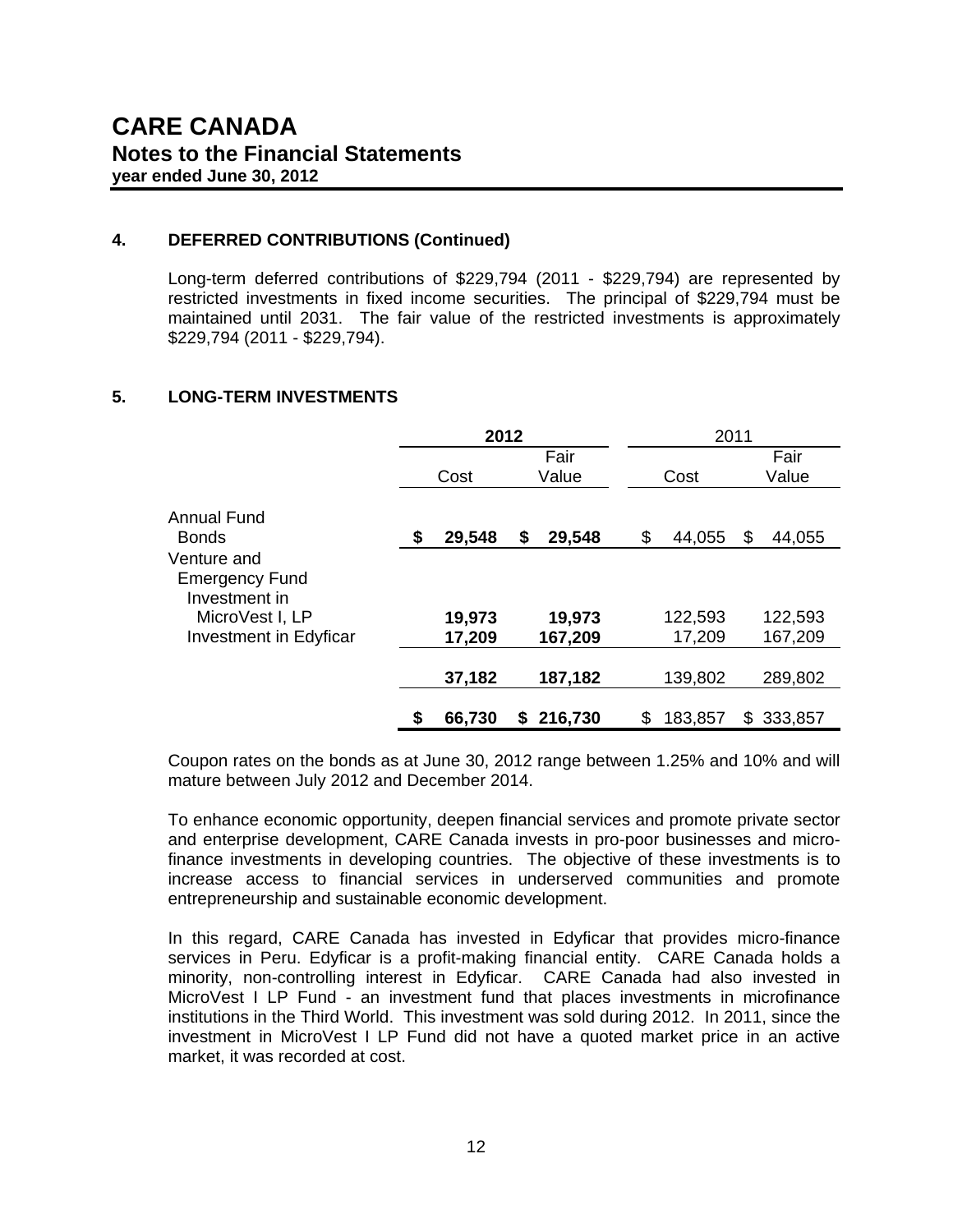# CARE CANADA
## Notes to the Financial Statements
**year ended June 30, 2012**

### 4. DEFERRED CONTRIBUTIONS (Continued)

Long-term deferred contributions of $229,794 (2011 - $229,794) are represented by restricted investments in fixed income securities. The principal of $229,794 must be maintained until 2031. The fair value of the restricted investments is approximately $229,794 (2011 - $229,794).

### 5. LONG-TERM INVESTMENTS

| | **2012** | | 2011 | |
|---|---|---|---|---|
| | Cost | Fair Value | Cost | Fair Value |
| Annual Fund Bonds | **$ 29,548** | **$ 29,548** | $ 44,055 | $ 44,055 |
| Venture and Emergency Fund | | | | |
| Investment in MicroVest I, LP | **19,973** | **19,973** | 122,593 | 122,593 |
| Investment in Edyficar | **17,209** | **167,209** | 17,209 | 167,209 |
| | **37,182** | **187,182** | 139,802 | 289,802 |
| | **$ 66,730** | **$ 216,730** | $ 183,857 | $ 333,857 |

Coupon rates on the bonds as at June 30, 2012 range between 1.25% and 10% and will mature between July 2012 and December 2014.

To enhance economic opportunity, deepen financial services and promote private sector and enterprise development, CARE Canada invests in pro-poor businesses and micro-finance investments in developing countries. The objective of these investments is to increase access to financial services in underserved communities and promote entrepreneurship and sustainable economic development.

In this regard, CARE Canada has invested in Edyficar that provides micro-finance services in Peru. Edyficar is a profit-making financial entity. CARE Canada holds a minority, non-controlling interest in Edyficar. CARE Canada had also invested in MicroVest I LP Fund - an investment fund that places investments in microfinance institutions in the Third World. This investment was sold during 2012. In 2011, since the investment in MicroVest I LP Fund did not have a quoted market price in an active market, it was recorded at cost.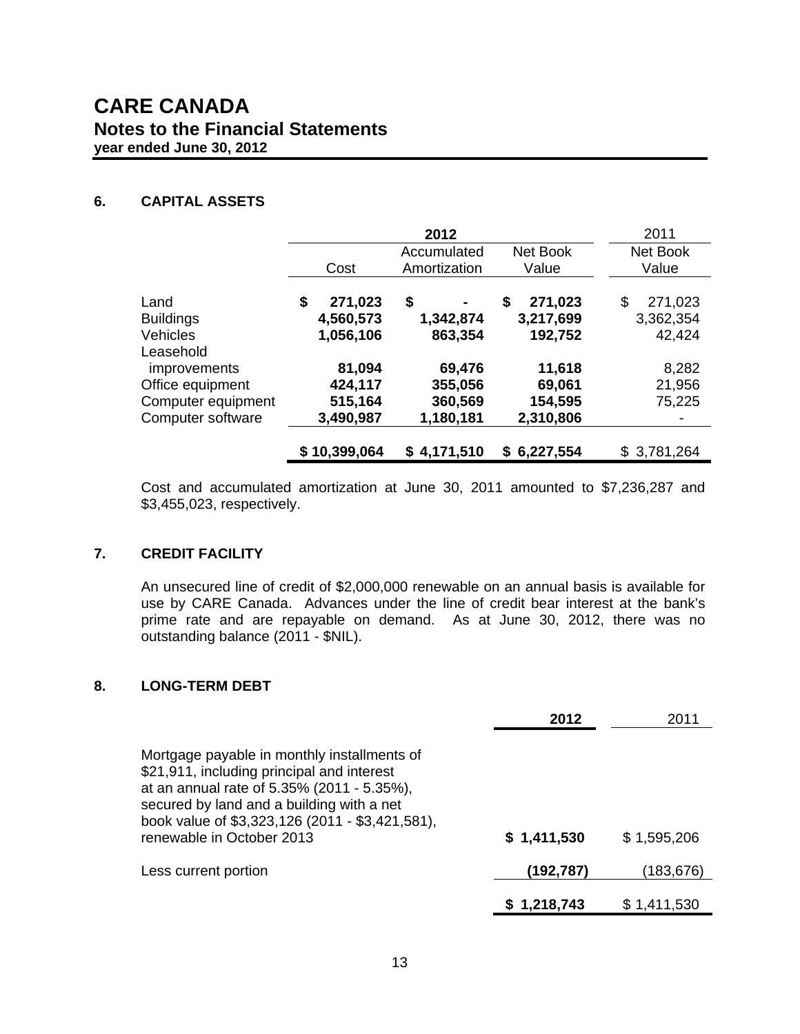# CARE CANADA

## Notes to the Financial Statements

**year ended June 30, 2012**

### 6. CAPITAL ASSETS

| | **2012** | | | 2011 |
|---|---|---|---|---|
| | Cost | Accumulated Amortization | Net Book Value | Net Book Value |
| Land | **$ 271,023** | **$ -** | **$ 271,023** | $ 271,023 |
| Buildings | **4,560,573** | **1,342,874** | **3,217,699** | 3,362,354 |
| Vehicles | **1,056,106** | **863,354** | **192,752** | 42,424 |
| Leasehold improvements | **81,094** | **69,476** | **11,618** | 8,282 |
| Office equipment | **424,117** | **355,056** | **69,061** | 21,956 |
| Computer equipment | **515,164** | **360,569** | **154,595** | 75,225 |
| Computer software | **3,490,987** | **1,180,181** | **2,310,806** | - |
| | **$ 10,399,064** | **$ 4,171,510** | **$ 6,227,554** | $ 3,781,264 |

Cost and accumulated amortization at June 30, 2011 amounted to $7,236,287 and $3,455,023, respectively.

### 7. CREDIT FACILITY

An unsecured line of credit of $2,000,000 renewable on an annual basis is available for use by CARE Canada. Advances under the line of credit bear interest at the bank's prime rate and are repayable on demand. As at June 30, 2012, there was no outstanding balance (2011 - $NIL).

### 8. LONG-TERM DEBT

| | **2012** | 2011 |
|---|---|---|
| Mortgage payable in monthly installments of $21,911, including principal and interest at an annual rate of 5.35% (2011 - 5.35%), secured by land and a building with a net book value of $3,323,126 (2011 - $3,421,581), renewable in October 2013 | **$ 1,411,530** | $ 1,595,206 |
| Less current portion | **(192,787)** | (183,676) |
| | **$ 1,218,743** | $ 1,411,530 |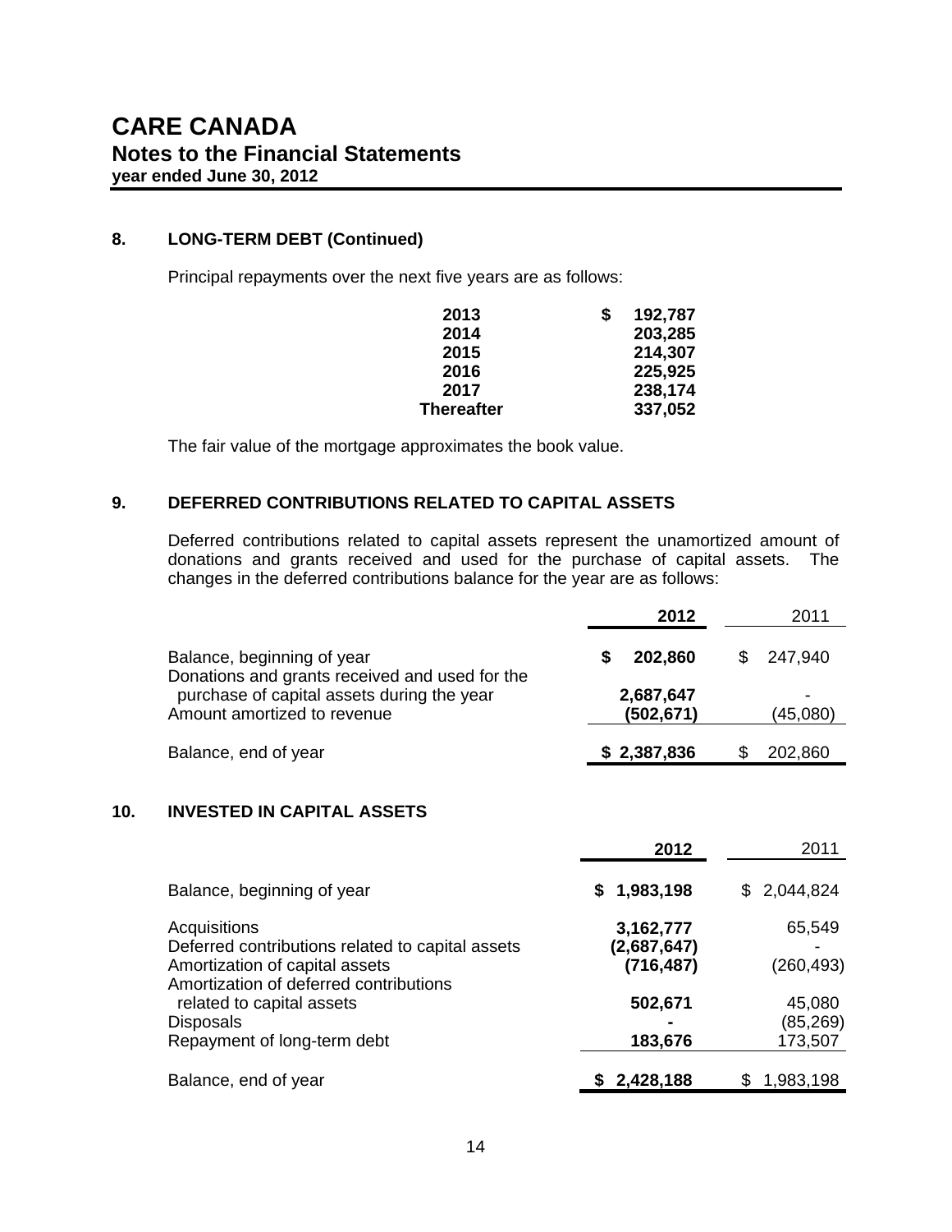# CARE CANADA

## Notes to the Financial Statements

**year ended June 30, 2012**

### 8. LONG-TERM DEBT (Continued)

Principal repayments over the next five years are as follows:

| | |
|---|---|
| **2013** | **$ 192,787** |
| **2014** | **203,285** |
| **2015** | **214,307** |
| **2016** | **225,925** |
| **2017** | **238,174** |
| **Thereafter** | **337,052** |

The fair value of the mortgage approximates the book value.

### 9. DEFERRED CONTRIBUTIONS RELATED TO CAPITAL ASSETS

Deferred contributions related to capital assets represent the unamortized amount of donations and grants received and used for the purchase of capital assets. The changes in the deferred contributions balance for the year are as follows:

| | **2012** | 2011 |
|---|---|---|
| Balance, beginning of year | **$ 202,860** | $ 247,940 |
| Donations and grants received and used for the purchase of capital assets during the year | **2,687,647** | - |
| Amount amortized to revenue | **(502,671)** | (45,080) |
| Balance, end of year | **$ 2,387,836** | $ 202,860 |

### 10. INVESTED IN CAPITAL ASSETS

| | **2012** | 2011 |
|---|---|---|
| Balance, beginning of year | **$ 1,983,198** | $ 2,044,824 |
| Acquisitions | **3,162,777** | 65,549 |
| Deferred contributions related to capital assets | **(2,687,647)** | - |
| Amortization of capital assets | **(716,487)** | (260,493) |
| Amortization of deferred contributions related to capital assets | **502,671** | 45,080 |
| Disposals | **-** | (85,269) |
| Repayment of long-term debt | **183,676** | 173,507 |
| Balance, end of year | **$ 2,428,188** | $ 1,983,198 |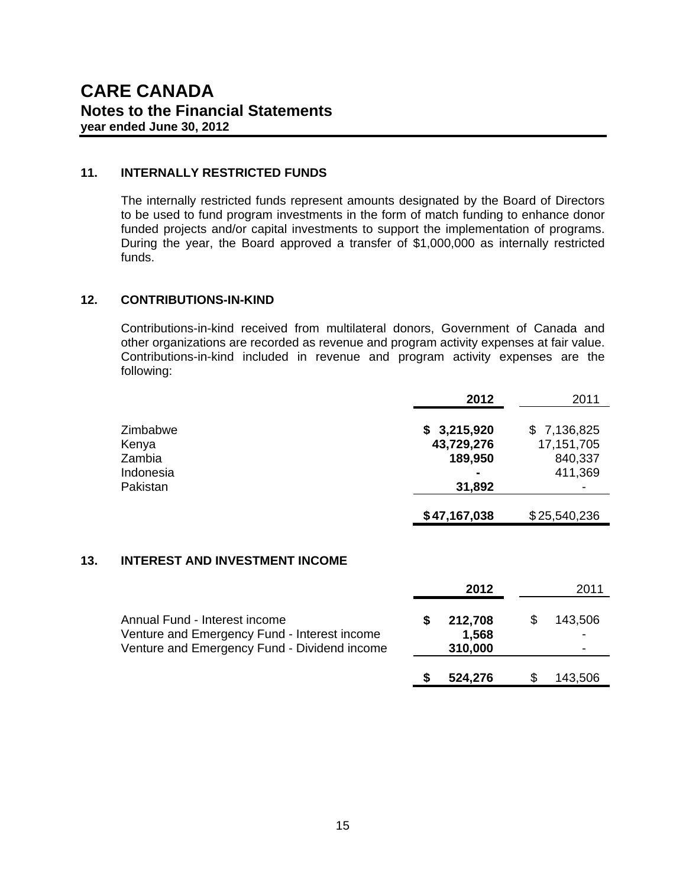# CARE CANADA
## Notes to the Financial Statements
**year ended June 30, 2012**

### 11. INTERNALLY RESTRICTED FUNDS

The internally restricted funds represent amounts designated by the Board of Directors to be used to fund program investments in the form of match funding to enhance donor funded projects and/or capital investments to support the implementation of programs. During the year, the Board approved a transfer of $1,000,000 as internally restricted funds.

### 12. CONTRIBUTIONS-IN-KIND

Contributions-in-kind received from multilateral donors, Government of Canada and other organizations are recorded as revenue and program activity expenses at fair value. Contributions-in-kind included in revenue and program activity expenses are the following:

| | **2012** | 2011 |
|---|---|---|
| Zimbabwe | **$ 3,215,920** | $ 7,136,825 |
| Kenya | **43,729,276** | 17,151,705 |
| Zambia | **189,950** | 840,337 |
| Indonesia | **-** | 411,369 |
| Pakistan | **31,892** | - |
| | **$ 47,167,038** | $ 25,540,236 |

### 13. INTEREST AND INVESTMENT INCOME

| | **2012** | 2011 |
|---|---|---|
| Annual Fund - Interest income | **$ 212,708** | $ 143,506 |
| Venture and Emergency Fund - Interest income | **1,568** | - |
| Venture and Emergency Fund - Dividend income | **310,000** | - |
| | **$ 524,276** | $ 143,506 |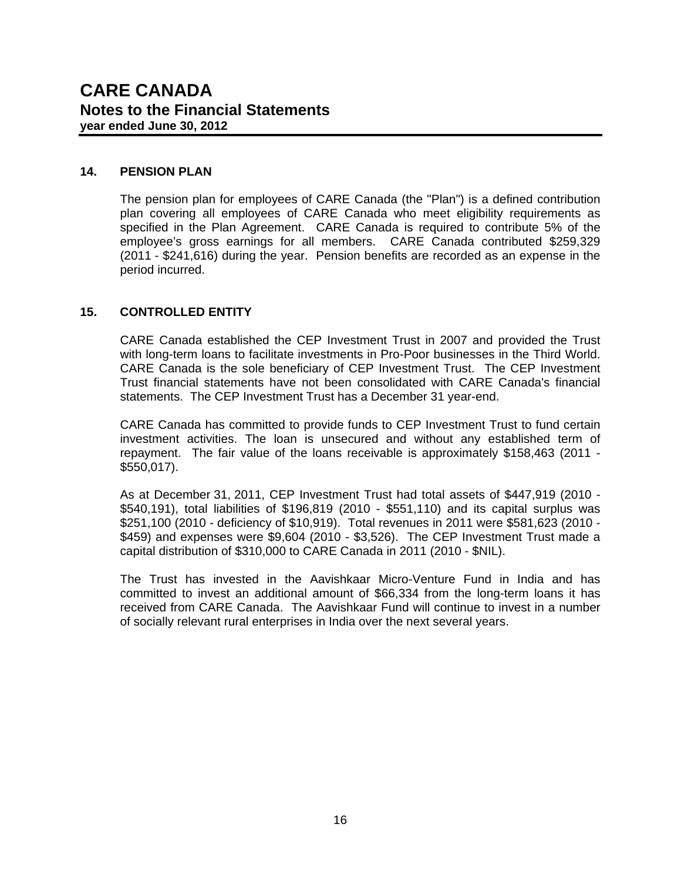## 14. PENSION PLAN

The pension plan for employees of CARE Canada (the "Plan") is a defined contribution plan covering all employees of CARE Canada who meet eligibility requirements as specified in the Plan Agreement. CARE Canada is required to contribute 5% of the employee's gross earnings for all members. CARE Canada contributed $259,329 (2011 - $241,616) during the year. Pension benefits are recorded as an expense in the period incurred.

## 15. CONTROLLED ENTITY

CARE Canada established the CEP Investment Trust in 2007 and provided the Trust with long-term loans to facilitate investments in Pro-Poor businesses in the Third World. CARE Canada is the sole beneficiary of CEP Investment Trust. The CEP Investment Trust financial statements have not been consolidated with CARE Canada's financial statements. The CEP Investment Trust has a December 31 year-end.

CARE Canada has committed to provide funds to CEP Investment Trust to fund certain investment activities. The loan is unsecured and without any established term of repayment. The fair value of the loans receivable is approximately $158,463 (2011 - $550,017).

As at December 31, 2011, CEP Investment Trust had total assets of $447,919 (2010 - $540,191), total liabilities of $196,819 (2010 - $551,110) and its capital surplus was $251,100 (2010 - deficiency of $10,919). Total revenues in 2011 were $581,623 (2010 - $459) and expenses were $9,604 (2010 - $3,526). The CEP Investment Trust made a capital distribution of $310,000 to CARE Canada in 2011 (2010 - $NIL).

The Trust has invested in the Aavishkaar Micro-Venture Fund in India and has committed to invest an additional amount of $66,334 from the long-term loans it has received from CARE Canada. The Aavishkaar Fund will continue to invest in a number of socially relevant rural enterprises in India over the next several years.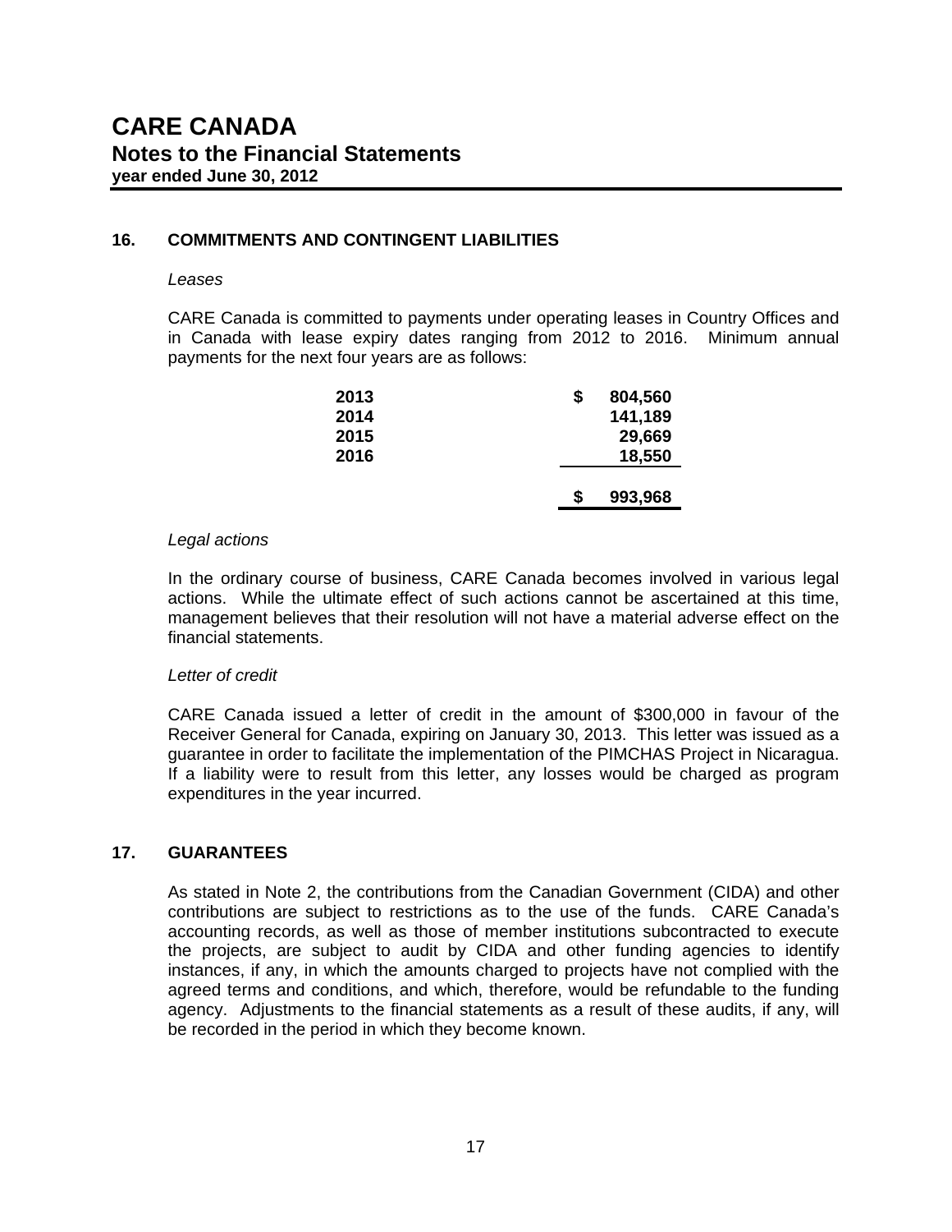# CARE CANADA

## Notes to the Financial Statements

**year ended June 30, 2012**

### 16. COMMITMENTS AND CONTINGENT LIABILITIES

*Leases*

CARE Canada is committed to payments under operating leases in Country Offices and in Canada with lease expiry dates ranging from 2012 to 2016. Minimum annual payments for the next four years are as follows:

| | |
|---|---|
| **2013** | **$ 804,560** |
| **2014** | **141,189** |
| **2015** | **29,669** |
| **2016** | **18,550** |
| | **$ 993,968** |

*Legal actions*

In the ordinary course of business, CARE Canada becomes involved in various legal actions. While the ultimate effect of such actions cannot be ascertained at this time, management believes that their resolution will not have a material adverse effect on the financial statements.

*Letter of credit*

CARE Canada issued a letter of credit in the amount of $300,000 in favour of the Receiver General for Canada, expiring on January 30, 2013. This letter was issued as a guarantee in order to facilitate the implementation of the PIMCHAS Project in Nicaragua. If a liability were to result from this letter, any losses would be charged as program expenditures in the year incurred.

### 17. GUARANTEES

As stated in Note 2, the contributions from the Canadian Government (CIDA) and other contributions are subject to restrictions as to the use of the funds. CARE Canada's accounting records, as well as those of member institutions subcontracted to execute the projects, are subject to audit by CIDA and other funding agencies to identify instances, if any, in which the amounts charged to projects have not complied with the agreed terms and conditions, and which, therefore, would be refundable to the funding agency. Adjustments to the financial statements as a result of these audits, if any, will be recorded in the period in which they become known.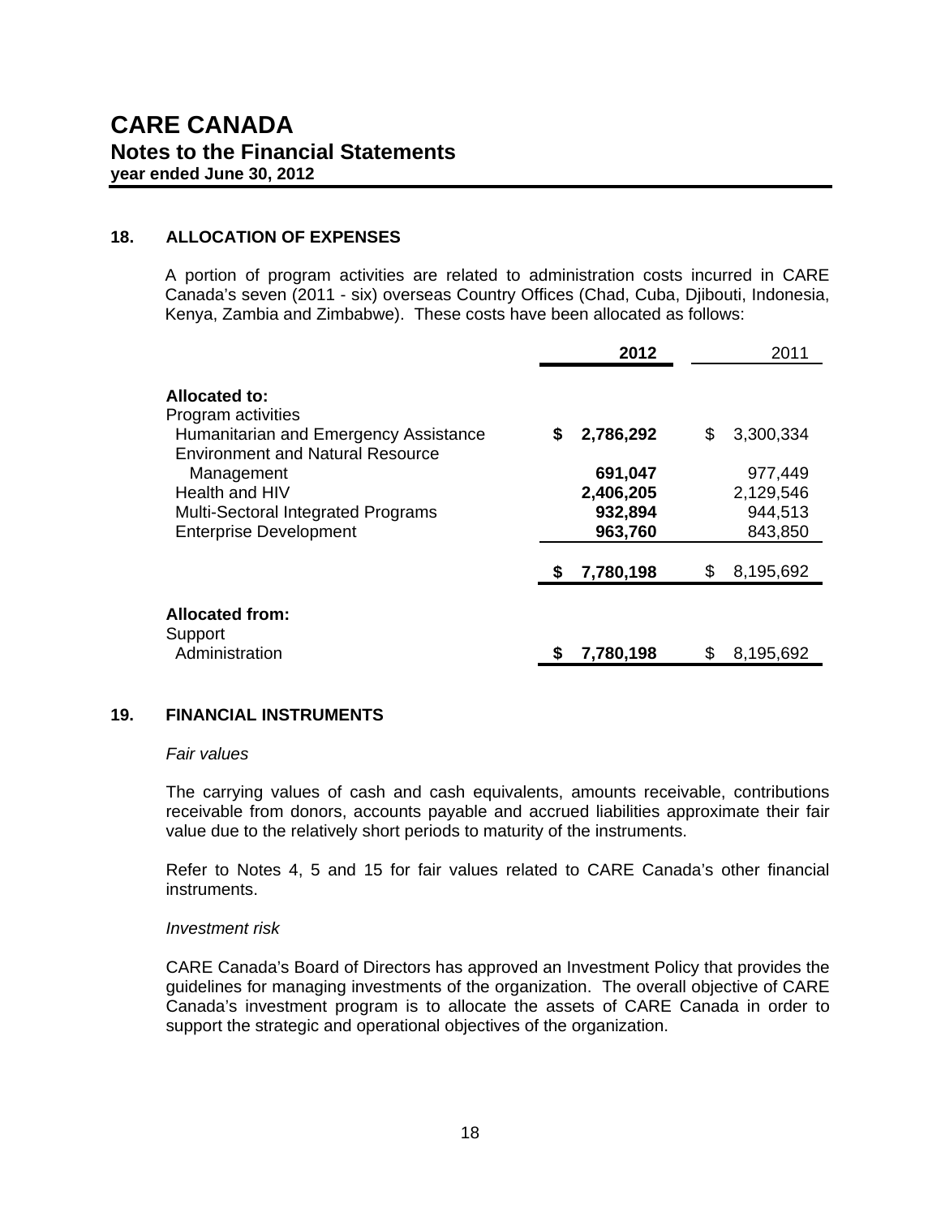# CARE CANADA

## Notes to the Financial Statements

**year ended June 30, 2012**

### 18. ALLOCATION OF EXPENSES

A portion of program activities are related to administration costs incurred in CARE Canada's seven (2011 - six) overseas Country Offices (Chad, Cuba, Djibouti, Indonesia, Kenya, Zambia and Zimbabwe). These costs have been allocated as follows:

| | **2012** | 2011 |
|---|---|---|
| **Allocated to:** | | |
| Program activities | | |
| Humanitarian and Emergency Assistance | **$ 2,786,292** | $ 3,300,334 |
| Environment and Natural Resource Management | **691,047** | 977,449 |
| Health and HIV | **2,406,205** | 2,129,546 |
| Multi-Sectoral Integrated Programs | **932,894** | 944,513 |
| Enterprise Development | **963,760** | 843,850 |
| | **$ 7,780,198** | $ 8,195,692 |
| **Allocated from:** | | |
| Support | | |
| Administration | **$ 7,780,198** | $ 8,195,692 |

### 19. FINANCIAL INSTRUMENTS

*Fair values*

The carrying values of cash and cash equivalents, amounts receivable, contributions receivable from donors, accounts payable and accrued liabilities approximate their fair value due to the relatively short periods to maturity of the instruments.

Refer to Notes 4, 5 and 15 for fair values related to CARE Canada's other financial instruments.

*Investment risk*

CARE Canada's Board of Directors has approved an Investment Policy that provides the guidelines for managing investments of the organization. The overall objective of CARE Canada's investment program is to allocate the assets of CARE Canada in order to support the strategic and operational objectives of the organization.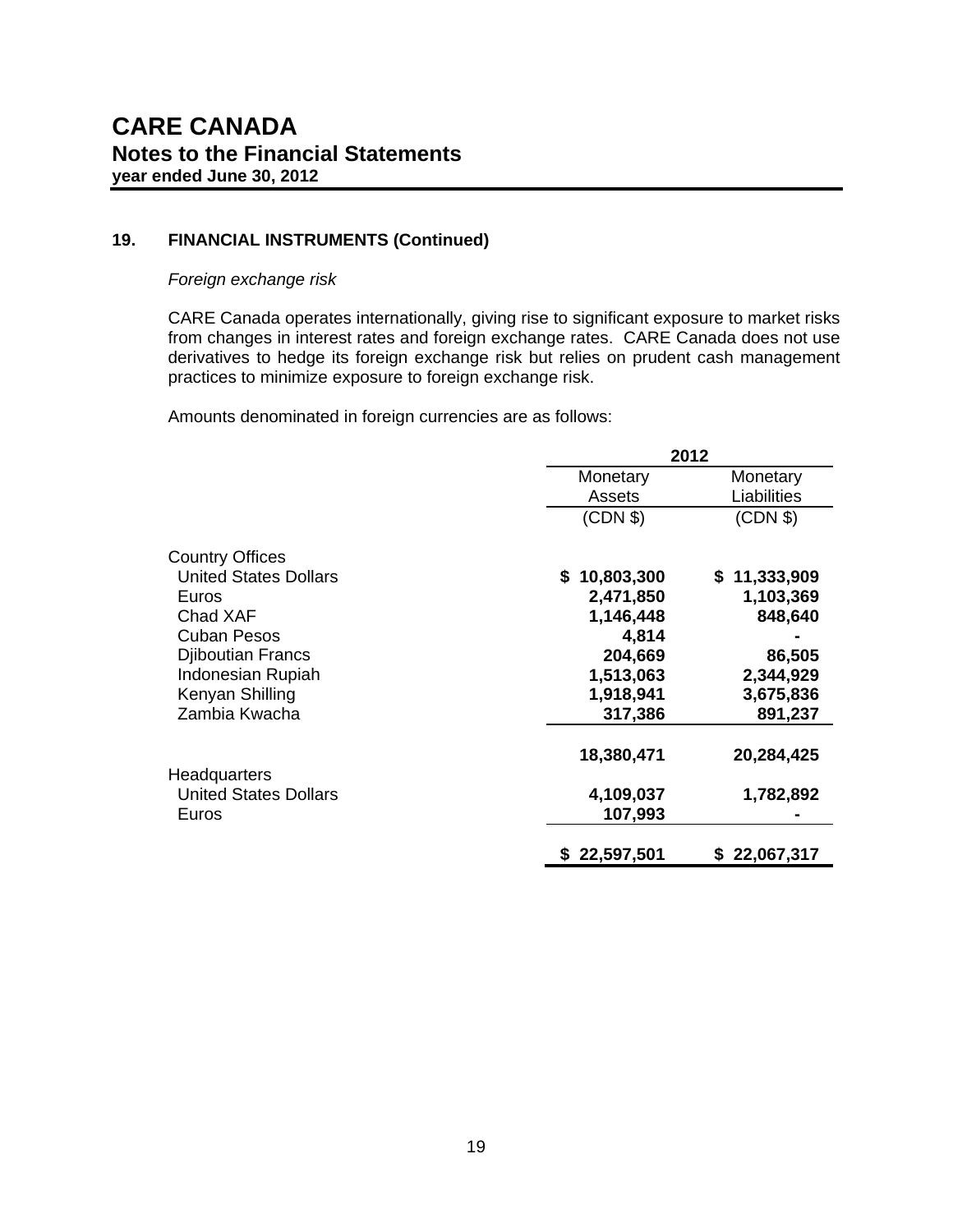# CARE CANADA

## Notes to the Financial Statements

**year ended June 30, 2012**

### 19. FINANCIAL INSTRUMENTS (Continued)

*Foreign exchange risk*

CARE Canada operates internationally, giving rise to significant exposure to market risks from changes in interest rates and foreign exchange rates. CARE Canada does not use derivatives to hedge its foreign exchange risk but relies on prudent cash management practices to minimize exposure to foreign exchange risk.

Amounts denominated in foreign currencies are as follows:

| | 2012 | |
|---|---|---|
| | Monetary Assets | Monetary Liabilities |
| | (CDN $) | (CDN $) |
| Country Offices | | |
| United States Dollars | **$ 10,803,300** | **$ 11,333,909** |
| Euros | **2,471,850** | **1,103,369** |
| Chad XAF | **1,146,448** | **848,640** |
| Cuban Pesos | **4,814** | **-** |
| Djiboutian Francs | **204,669** | **86,505** |
| Indonesian Rupiah | **1,513,063** | **2,344,929** |
| Kenyan Shilling | **1,918,941** | **3,675,836** |
| Zambia Kwacha | **317,386** | **891,237** |
| | **18,380,471** | **20,284,425** |
| Headquarters | | |
| United States Dollars | **4,109,037** | **1,782,892** |
| Euros | **107,993** | **-** |
| | **$ 22,597,501** | **$ 22,067,317** |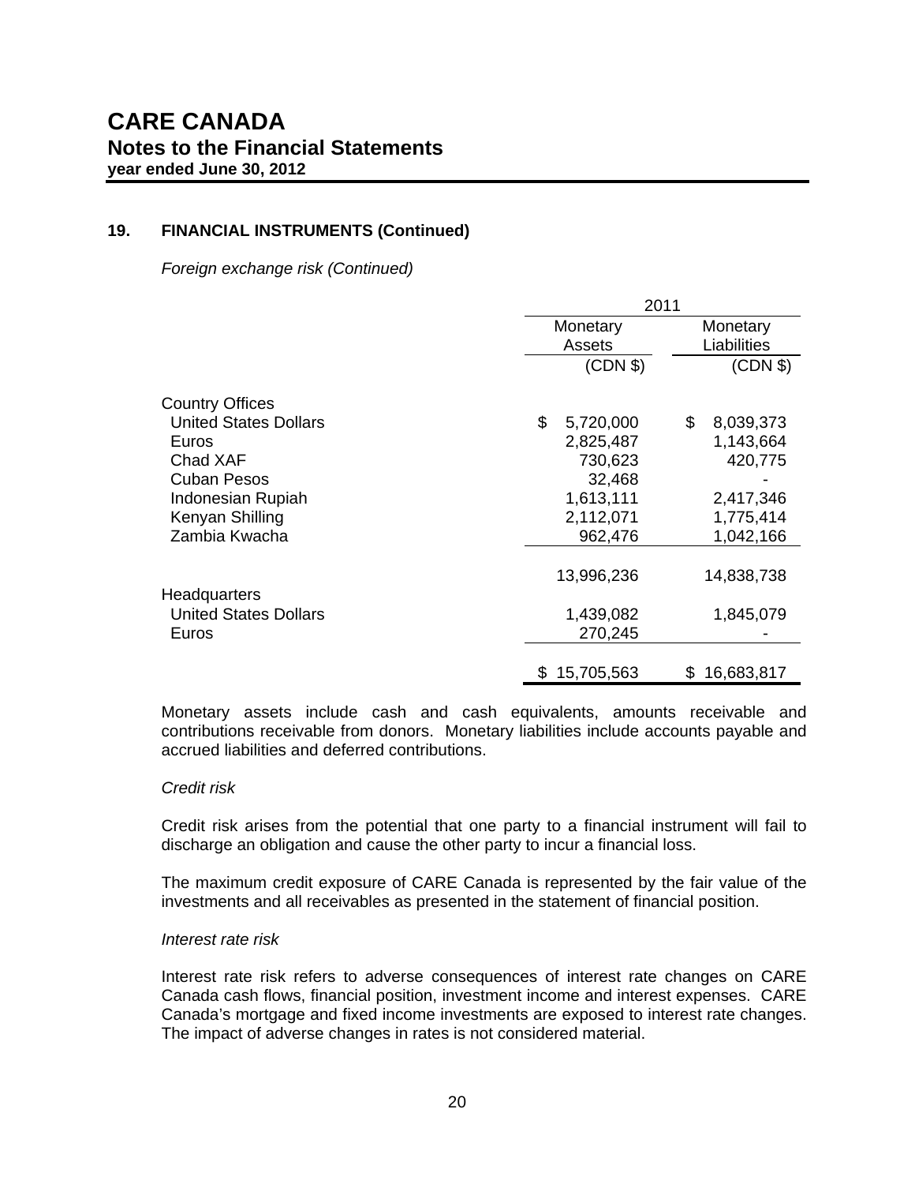# CARE CANADA

## Notes to the Financial Statements

**year ended June 30, 2012**

### 19. FINANCIAL INSTRUMENTS (Continued)

*Foreign exchange risk (Continued)*

| | 2011 | |
|---|---|---|
| | Monetary Assets | Monetary Liabilities |
| | (CDN $) | (CDN $) |
| Country Offices | | |
| United States Dollars | $ 5,720,000 | $ 8,039,373 |
| Euros | 2,825,487 | 1,143,664 |
| Chad XAF | 730,623 | 420,775 |
| Cuban Pesos | 32,468 | - |
| Indonesian Rupiah | 1,613,111 | 2,417,346 |
| Kenyan Shilling | 2,112,071 | 1,775,414 |
| Zambia Kwacha | 962,476 | 1,042,166 |
| | 13,996,236 | 14,838,738 |
| Headquarters | | |
| United States Dollars | 1,439,082 | 1,845,079 |
| Euros | 270,245 | - |
| | $ 15,705,563 | $ 16,683,817 |

Monetary assets include cash and cash equivalents, amounts receivable and contributions receivable from donors. Monetary liabilities include accounts payable and accrued liabilities and deferred contributions.

*Credit risk*

Credit risk arises from the potential that one party to a financial instrument will fail to discharge an obligation and cause the other party to incur a financial loss.

The maximum credit exposure of CARE Canada is represented by the fair value of the investments and all receivables as presented in the statement of financial position.

*Interest rate risk*

Interest rate risk refers to adverse consequences of interest rate changes on CARE Canada cash flows, financial position, investment income and interest expenses. CARE Canada's mortgage and fixed income investments are exposed to interest rate changes. The impact of adverse changes in rates is not considered material.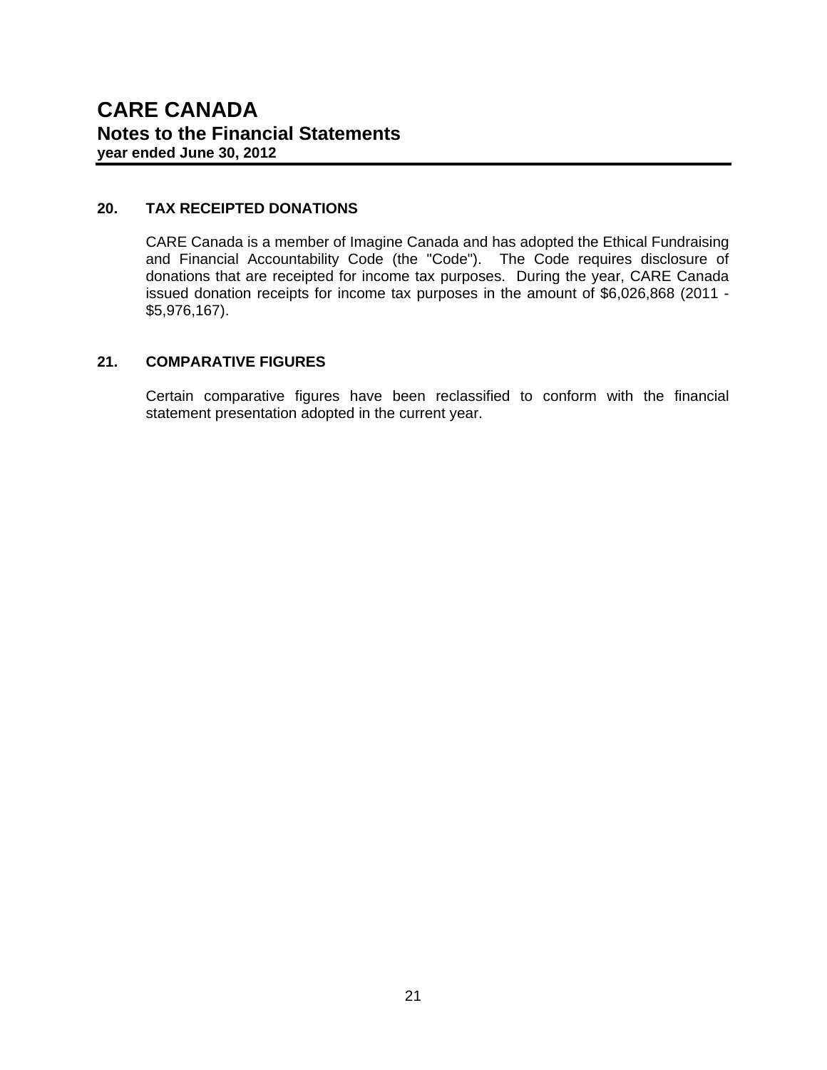# CARE CANADA
## Notes to the Financial Statements
**year ended June 30, 2012**

### 20. TAX RECEIPTED DONATIONS

CARE Canada is a member of Imagine Canada and has adopted the Ethical Fundraising and Financial Accountability Code (the "Code"). The Code requires disclosure of donations that are receipted for income tax purposes. During the year, CARE Canada issued donation receipts for income tax purposes in the amount of $6,026,868 (2011 - $5,976,167).

### 21. COMPARATIVE FIGURES

Certain comparative figures have been reclassified to conform with the financial statement presentation adopted in the current year.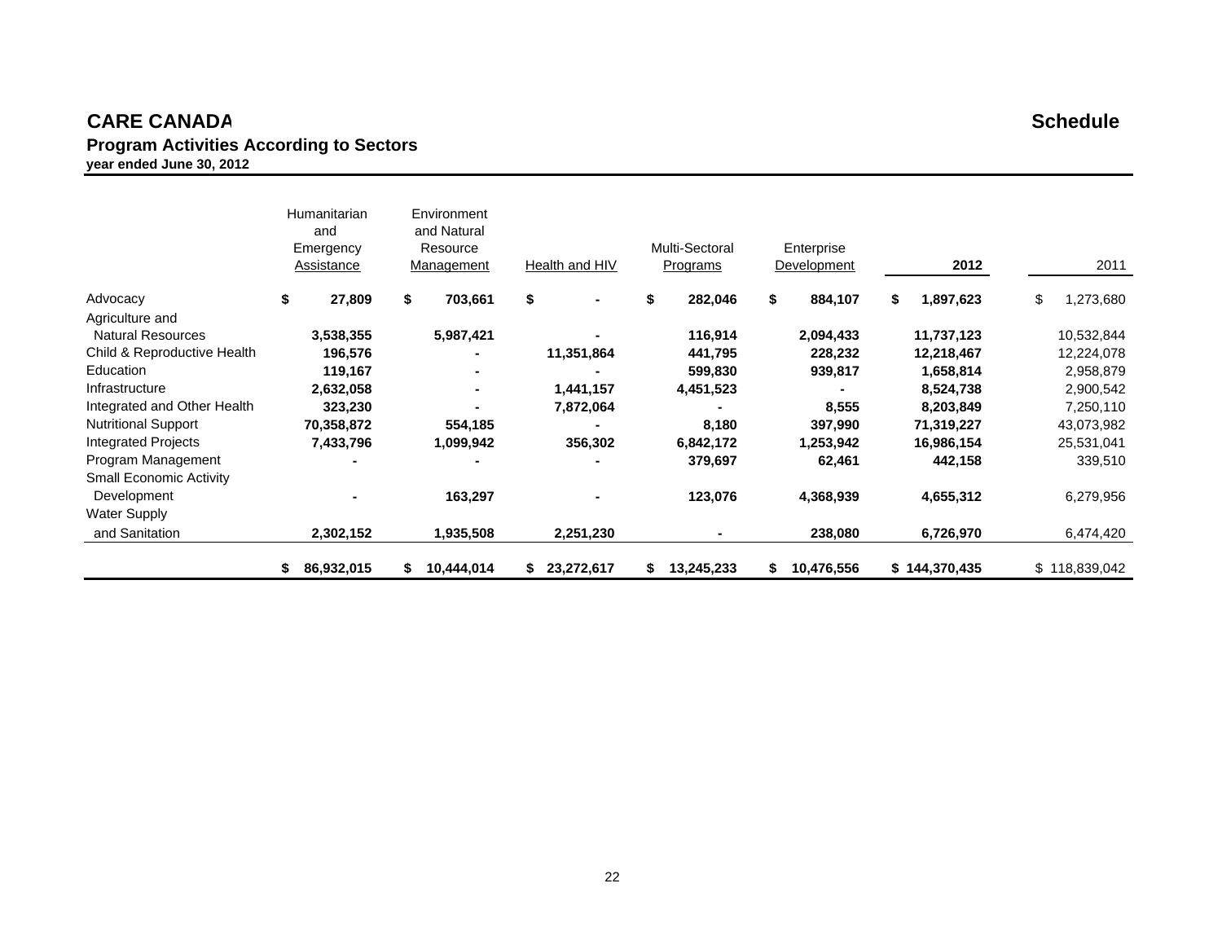# CARE CANADA

**Schedule**

## Program Activities According to Sectors

**year ended June 30, 2012**

| | Humanitarian and Emergency Assistance | Environment and Natural Resource Management | Health and HIV | Multi-Sectoral Programs | Enterprise Development | 2012 | 2011 |
|---|---|---|---|---|---|---|---|
| Advocacy | $ 27,809 | $ 703,661 | $ - | $ 282,046 | $ 884,107 | $ 1,897,623 | $ 1,273,680 |
| Agriculture and Natural Resources | 3,538,355 | 5,987,421 | - | 116,914 | 2,094,433 | 11,737,123 | 10,532,844 |
| Child & Reproductive Health | 196,576 | - | 11,351,864 | 441,795 | 228,232 | 12,218,467 | 12,224,078 |
| Education | 119,167 | - | - | 599,830 | 939,817 | 1,658,814 | 2,958,879 |
| Infrastructure | 2,632,058 | - | 1,441,157 | 4,451,523 | - | 8,524,738 | 2,900,542 |
| Integrated and Other Health | 323,230 | - | 7,872,064 | - | 8,555 | 8,203,849 | 7,250,110 |
| Nutritional Support | 70,358,872 | 554,185 | - | 8,180 | 397,990 | 71,319,227 | 43,073,982 |
| Integrated Projects | 7,433,796 | 1,099,942 | 356,302 | 6,842,172 | 1,253,942 | 16,986,154 | 25,531,041 |
| Program Management | - | - | - | 379,697 | 62,461 | 442,158 | 339,510 |
| Small Economic Activity Development | - | 163,297 | - | 123,076 | 4,368,939 | 4,655,312 | 6,279,956 |
| Water Supply and Sanitation | 2,302,152 | 1,935,508 | 2,251,230 | - | 238,080 | 6,726,970 | 6,474,420 |
| | $ 86,932,015 | $ 10,444,014 | $ 23,272,617 | $ 13,245,233 | $ 10,476,556 | $ 144,370,435 | $ 118,839,042 |